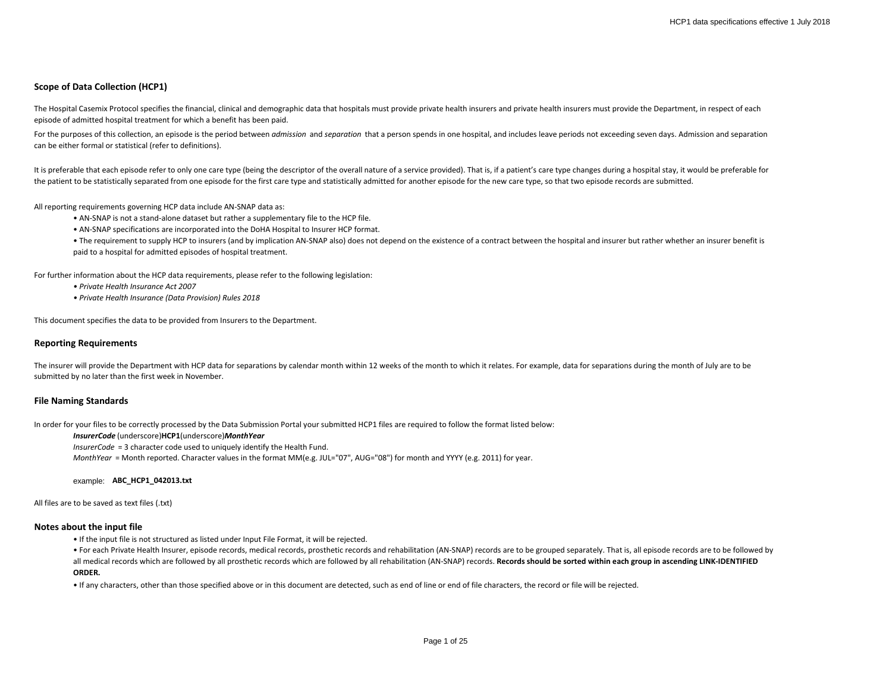## Scope of Data Collection (HCP1)

The Hospital Casemix Protocol specifies the financial, clinical and demographic data that hospitals must provide private health insurers and private health insurers must provide the Department, in respect of each episode of admitted hospital treatment for which a benefit has been paid.

For the purposes of this collection, an episode is the period between *admission* and *separation* that a person spends in one hospital, and includes leave periods not exceeding seven days. Admission and separation can be either formal or statistical (refer to definitions).

It is preferable that each episode refer to only one care type (being the descriptor of the overall nature of a service provided). That is, if a patient's care type changes during a hospital stay, it would be preferable for the patient to be statistically separated from one episode for the first care type and statistically admitted for another episode for the new care type, so that two episode records are submitted.

All reporting requirements governing HCP data include AN-SNAP data as:

- AN-SNAP is not a stand-alone dataset but rather a supplementary file to the HCP file.
- AN-SNAP specifications are incorporated into the DoHA Hospital to Insurer HCP format.
- The requirement to supply HCP to insurers (and by implication AN-SNAP also) does not depend on the existence of a contract between the hospital and insurer but rather whether an insurer benefit is paid to a hospital for admitted episodes of hospital treatment.

For further information about the HCP data requirements, please refer to the following legislation:

- *Private Health Insurance Act 2007*
- *Private Health Insurance (Data Provision) Rules 2018*

This document specifies the data to be provided from Insurers to the Department.

## Reporting Requirements

The insurer will provide the Department with HCP data for separations by calendar month within 12 weeks of the month to which it relates. For example, data for separations during the month of July are to be submitted by no later than the first week in November.

## File Naming Standards

In order for your files to be correctly processed by the Data Submission Portal your submitted HCP1 files are required to follow the format listed below:

***InsurerCode*** (underscore)**HCP1**(underscore)***MonthYear***

*InsurerCode* = 3 character code used to uniquely identify the Health Fund.

*MonthYear* = Month reported. Character values in the format MM(e.g. JUL="07", AUG="08") for month and YYYY (e.g. 2011) for year.

example: **ABC_HCP1_042013.txt**

All files are to be saved as text files (.txt)

## Notes about the input file

- If the input file is not structured as listed under Input File Format, it will be rejected.
- For each Private Health Insurer, episode records, medical records, prosthetic records and rehabilitation (AN-SNAP) records are to be grouped separately. That is, all episode records are to be followed by all medical records which are followed by all prosthetic records which are followed by all rehabilitation (AN-SNAP) records. **Records should be sorted within each group in ascending LINK-IDENTIFIED ORDER.**
- If any characters, other than those specified above or in this document are detected, such as end of line or end of file characters, the record or file will be rejected.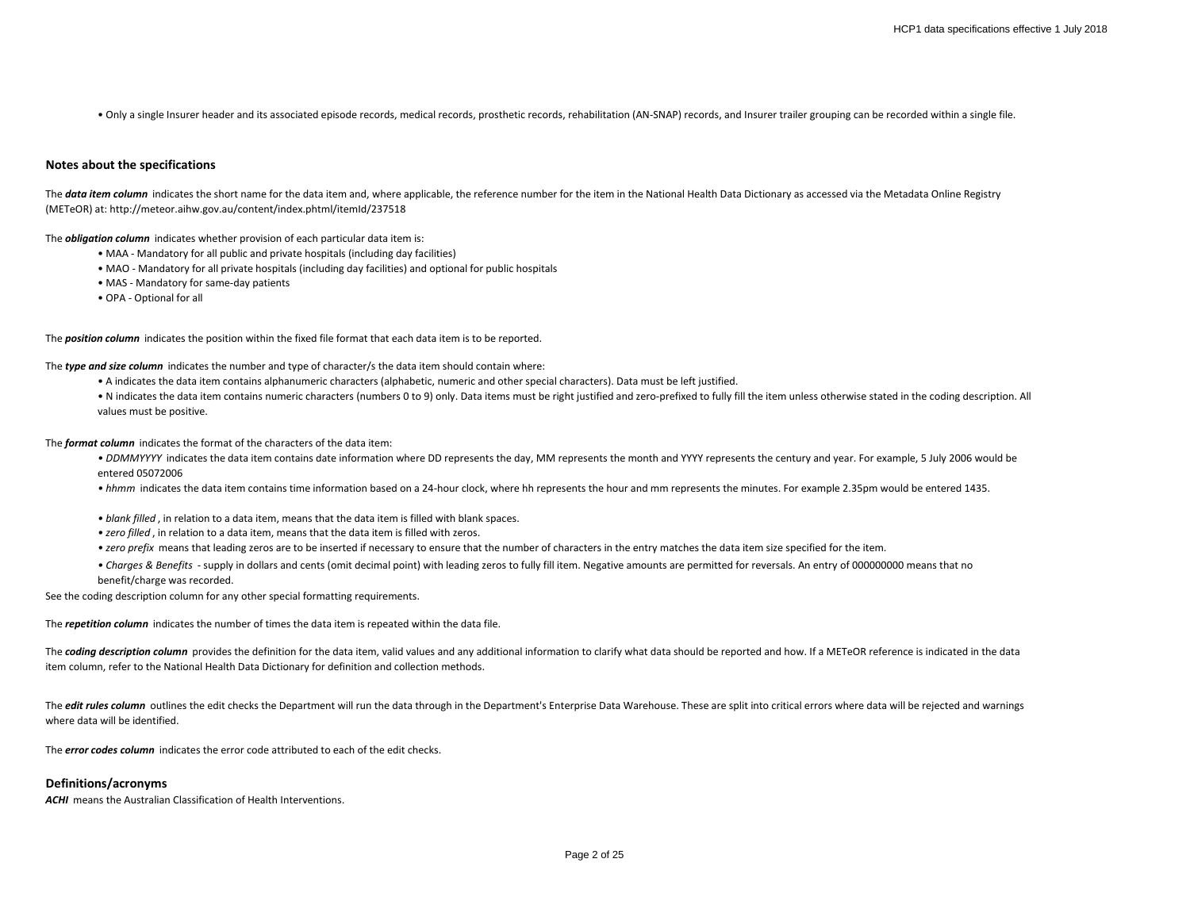• Only a single Insurer header and its associated episode records, medical records, prosthetic records, rehabilitation (AN-SNAP) records, and Insurer trailer grouping can be recorded within a single file.

## Notes about the specifications

The ***data item column*** indicates the short name for the data item and, where applicable, the reference number for the item in the National Health Data Dictionary as accessed via the Metadata Online Registry (METeOR) at: http://meteor.aihw.gov.au/content/index.phtml/itemId/237518

The ***obligation column*** indicates whether provision of each particular data item is:

- MAA - Mandatory for all public and private hospitals (including day facilities)
- MAO - Mandatory for all private hospitals (including day facilities) and optional for public hospitals
- MAS - Mandatory for same-day patients
- OPA - Optional for all

The ***position column*** indicates the position within the fixed file format that each data item is to be reported.

The ***type and size column*** indicates the number and type of character/s the data item should contain where:

- A indicates the data item contains alphanumeric characters (alphabetic, numeric and other special characters). Data must be left justified.
- N indicates the data item contains numeric characters (numbers 0 to 9) only. Data items must be right justified and zero-prefixed to fully fill the item unless otherwise stated in the coding description. All values must be positive.

The ***format column*** indicates the format of the characters of the data item:

- *DDMMYYYY* indicates the data item contains date information where DD represents the day, MM represents the month and YYYY represents the century and year. For example, 5 July 2006 would be entered 05072006
- *hhmm* indicates the data item contains time information based on a 24-hour clock, where hh represents the hour and mm represents the minutes. For example 2.35pm would be entered 1435.
- *blank filled*, in relation to a data item, means that the data item is filled with blank spaces.
- *zero filled*, in relation to a data item, means that the data item is filled with zeros.
- *zero prefix* means that leading zeros are to be inserted if necessary to ensure that the number of characters in the entry matches the data item size specified for the item.
- *Charges & Benefits* - supply in dollars and cents (omit decimal point) with leading zeros to fully fill item. Negative amounts are permitted for reversals. An entry of 000000000 means that no benefit/charge was recorded.

See the coding description column for any other special formatting requirements.

The ***repetition column*** indicates the number of times the data item is repeated within the data file.

The ***coding description column*** provides the definition for the data item, valid values and any additional information to clarify what data should be reported and how. If a METeOR reference is indicated in the data item column, refer to the National Health Data Dictionary for definition and collection methods.

The ***edit rules column*** outlines the edit checks the Department will run the data through in the Department's Enterprise Data Warehouse. These are split into critical errors where data will be rejected and warnings where data will be identified.

The ***error codes column*** indicates the error code attributed to each of the edit checks.

## Definitions/acronyms

***ACHI*** means the Australian Classification of Health Interventions.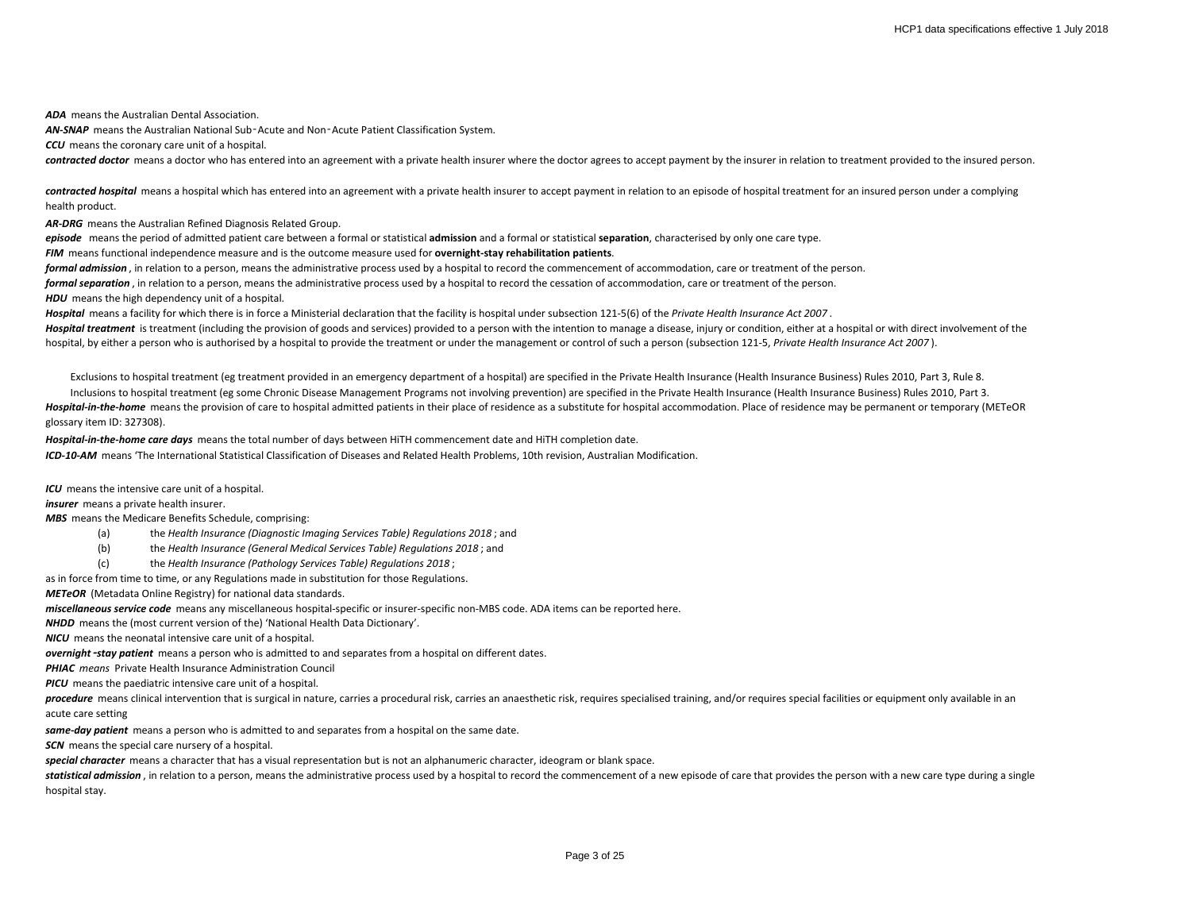***ADA*** means the Australian Dental Association.

***AN-SNAP*** means the Australian National Sub‑Acute and Non‑Acute Patient Classification System.

***CCU*** means the coronary care unit of a hospital.

***contracted doctor*** means a doctor who has entered into an agreement with a private health insurer where the doctor agrees to accept payment by the insurer in relation to treatment provided to the insured person.

***contracted hospital*** means a hospital which has entered into an agreement with a private health insurer to accept payment in relation to an episode of hospital treatment for an insured person under a complying health product.

***AR-DRG*** means the Australian Refined Diagnosis Related Group.

***episode*** means the period of admitted patient care between a formal or statistical **admission** and a formal or statistical **separation**, characterised by only one care type.

***FIM*** means functional independence measure and is the outcome measure used for **overnight-stay rehabilitation patients**.

***formal admission*** , in relation to a person, means the administrative process used by a hospital to record the commencement of accommodation, care or treatment of the person.

***formal separation*** , in relation to a person, means the administrative process used by a hospital to record the cessation of accommodation, care or treatment of the person.

***HDU*** means the high dependency unit of a hospital.

***Hospital*** means a facility for which there is in force a Ministerial declaration that the facility is hospital under subsection 121-5(6) of the *Private Health Insurance Act 2007* .

***Hospital treatment*** is treatment (including the provision of goods and services) provided to a person with the intention to manage a disease, injury or condition, either at a hospital or with direct involvement of the hospital, by either a person who is authorised by a hospital to provide the treatment or under the management or control of such a person (subsection 121-5, *Private Health Insurance Act 2007* ).

Exclusions to hospital treatment (eg treatment provided in an emergency department of a hospital) are specified in the Private Health Insurance (Health Insurance Business) Rules 2010, Part 3, Rule 8.

Inclusions to hospital treatment (eg some Chronic Disease Management Programs not involving prevention) are specified in the Private Health Insurance (Health Insurance Business) Rules 2010, Part 3.

***Hospital-in-the-home*** means the provision of care to hospital admitted patients in their place of residence as a substitute for hospital accommodation. Place of residence may be permanent or temporary (METeOR glossary item ID: 327308).

***Hospital-in-the-home care days*** means the total number of days between HiTH commencement date and HiTH completion date.

***ICD-10-AM*** means 'The International Statistical Classification of Diseases and Related Health Problems, 10th revision, Australian Modification.

***ICU*** means the intensive care unit of a hospital.

***insurer*** means a private health insurer.

***MBS*** means the Medicare Benefits Schedule, comprising:

(a) the *Health Insurance (Diagnostic Imaging Services Table) Regulations 2018* ; and

(b) the *Health Insurance (General Medical Services Table) Regulations 2018* ; and

(c) the *Health Insurance (Pathology Services Table) Regulations 2018* ;

as in force from time to time, or any Regulations made in substitution for those Regulations.

***METeOR*** (Metadata Online Registry) for national data standards.

***miscellaneous service code*** means any miscellaneous hospital-specific or insurer-specific non-MBS code. ADA items can be reported here.

***NHDD*** means the (most current version of the) 'National Health Data Dictionary'.

***NICU*** means the neonatal intensive care unit of a hospital.

***overnight‑stay patient*** means a person who is admitted to and separates from a hospital on different dates.

***PHIAC*** *means* Private Health Insurance Administration Council

***PICU*** means the paediatric intensive care unit of a hospital.

***procedure*** means clinical intervention that is surgical in nature, carries a procedural risk, carries an anaesthetic risk, requires specialised training, and/or requires special facilities or equipment only available in an acute care setting

***same-day patient*** means a person who is admitted to and separates from a hospital on the same date.

***SCN*** means the special care nursery of a hospital.

***special character*** means a character that has a visual representation but is not an alphanumeric character, ideogram or blank space.

***statistical admission*** , in relation to a person, means the administrative process used by a hospital to record the commencement of a new episode of care that provides the person with a new care type during a single hospital stay.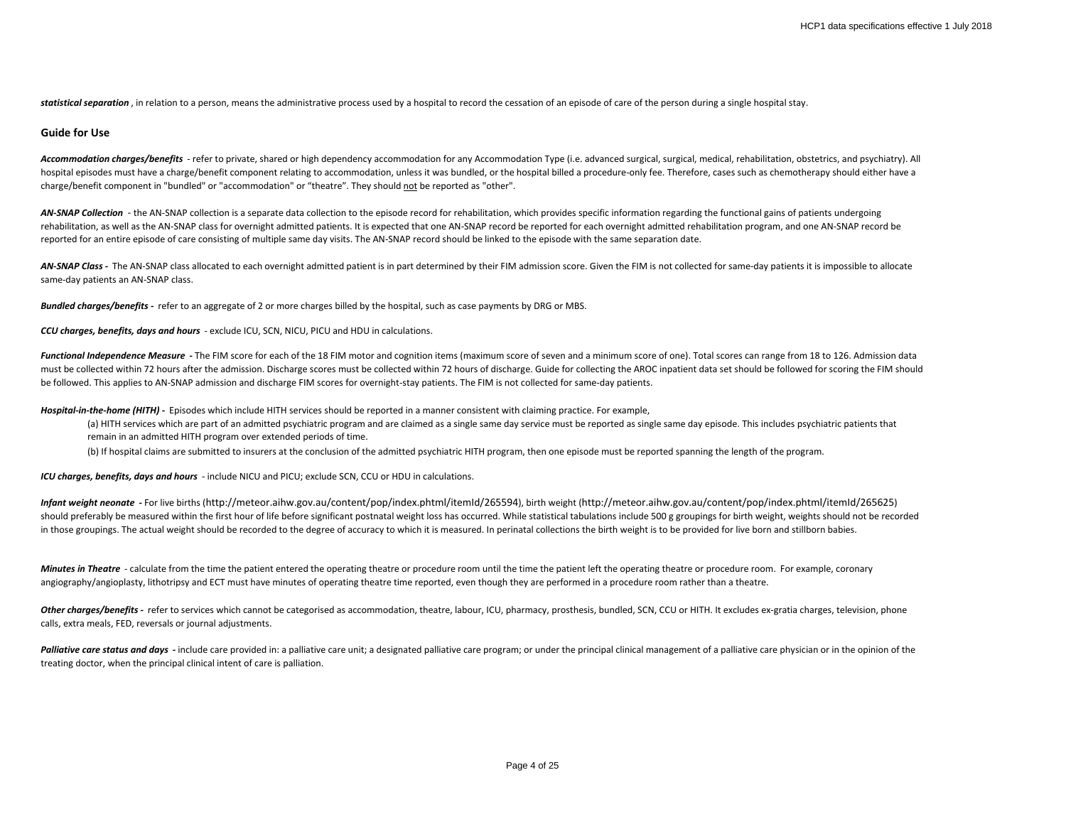***statistical separation*** , in relation to a person, means the administrative process used by a hospital to record the cessation of an episode of care of the person during a single hospital stay.

## Guide for Use

***Accommodation charges/benefits*** - refer to private, shared or high dependency accommodation for any Accommodation Type (i.e. advanced surgical, surgical, medical, rehabilitation, obstetrics, and psychiatry). All hospital episodes must have a charge/benefit component relating to accommodation, unless it was bundled, or the hospital billed a procedure-only fee. Therefore, cases such as chemotherapy should either have a charge/benefit component in "bundled" or "accommodation" or "theatre". They should not be reported as "other".

***AN-SNAP Collection*** - the AN-SNAP collection is a separate data collection to the episode record for rehabilitation, which provides specific information regarding the functional gains of patients undergoing rehabilitation, as well as the AN-SNAP class for overnight admitted patients. It is expected that one AN-SNAP record be reported for each overnight admitted rehabilitation program, and one AN-SNAP record be reported for an entire episode of care consisting of multiple same day visits. The AN-SNAP record should be linked to the episode with the same separation date.

***AN-SNAP Class*** - The AN-SNAP class allocated to each overnight admitted patient is in part determined by their FIM admission score. Given the FIM is not collected for same-day patients it is impossible to allocate same-day patients an AN-SNAP class.

***Bundled charges/benefits*** - refer to an aggregate of 2 or more charges billed by the hospital, such as case payments by DRG or MBS.

***CCU charges, benefits, days and hours*** - exclude ICU, SCN, NICU, PICU and HDU in calculations.

***Functional Independence Measure*** - The FIM score for each of the 18 FIM motor and cognition items (maximum score of seven and a minimum score of one). Total scores can range from 18 to 126. Admission data must be collected within 72 hours after the admission. Discharge scores must be collected within 72 hours of discharge. Guide for collecting the AROC inpatient data set should be followed for scoring the FIM should be followed. This applies to AN-SNAP admission and discharge FIM scores for overnight-stay patients. The FIM is not collected for same-day patients.

***Hospital-in-the-home (HITH)*** - Episodes which include HITH services should be reported in a manner consistent with claiming practice. For example,

(a) HITH services which are part of an admitted psychiatric program and are claimed as a single same day service must be reported as single same day episode. This includes psychiatric patients that remain in an admitted HITH program over extended periods of time.

(b) If hospital claims are submitted to insurers at the conclusion of the admitted psychiatric HITH program, then one episode must be reported spanning the length of the program.

***ICU charges, benefits, days and hours*** - include NICU and PICU; exclude SCN, CCU or HDU in calculations.

***Infant weight neonate*** - For live births (http://meteor.aihw.gov.au/content/pop/index.phtml/itemId/265594), birth weight (http://meteor.aihw.gov.au/content/pop/index.phtml/itemId/265625) should preferably be measured within the first hour of life before significant postnatal weight loss has occurred. While statistical tabulations include 500 g groupings for birth weight, weights should not be recorded in those groupings. The actual weight should be recorded to the degree of accuracy to which it is measured. In perinatal collections the birth weight is to be provided for live born and stillborn babies.

***Minutes in Theatre*** - calculate from the time the patient entered the operating theatre or procedure room until the time the patient left the operating theatre or procedure room. For example, coronary angiography/angioplasty, lithotripsy and ECT must have minutes of operating theatre time reported, even though they are performed in a procedure room rather than a theatre.

***Other charges/benefits*** - refer to services which cannot be categorised as accommodation, theatre, labour, ICU, pharmacy, prosthesis, bundled, SCN, CCU or HITH. It excludes ex-gratia charges, television, phone calls, extra meals, FED, reversals or journal adjustments.

***Palliative care status and days*** - include care provided in: a palliative care unit; a designated palliative care program; or under the principal clinical management of a palliative care physician or in the opinion of the treating doctor, when the principal clinical intent of care is palliation.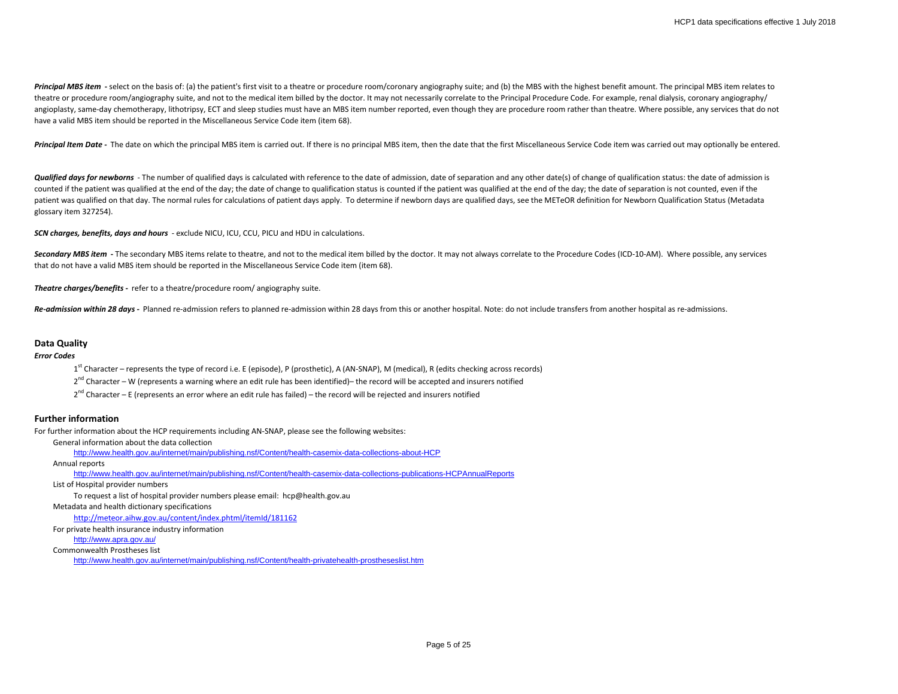***Principal MBS item*** **-** select on the basis of: (a) the patient's first visit to a theatre or procedure room/coronary angiography suite; and (b) the MBS with the highest benefit amount. The principal MBS item relates to theatre or procedure room/angiography suite, and not to the medical item billed by the doctor. It may not necessarily correlate to the Principal Procedure Code. For example, renal dialysis, coronary angiography/ angioplasty, same-day chemotherapy, lithotripsy, ECT and sleep studies must have an MBS item number reported, even though they are procedure room rather than theatre. Where possible, any services that do not have a valid MBS item should be reported in the Miscellaneous Service Code item (item 68).

***Principal Item Date*** **-** The date on which the principal MBS item is carried out. If there is no principal MBS item, then the date that the first Miscellaneous Service Code item was carried out may optionally be entered.

***Qualified days for newborns*** - The number of qualified days is calculated with reference to the date of admission, date of separation and any other date(s) of change of qualification status: the date of admission is counted if the patient was qualified at the end of the day; the date of change to qualification status is counted if the patient was qualified at the end of the day; the date of separation is not counted, even if the patient was qualified on that day. The normal rules for calculations of patient days apply. To determine if newborn days are qualified days, see the METeOR definition for Newborn Qualification Status (Metadata glossary item 327254).

***SCN charges, benefits, days and hours*** - exclude NICU, ICU, CCU, PICU and HDU in calculations.

***Secondary MBS item*** **-** The secondary MBS items relate to theatre, and not to the medical item billed by the doctor. It may not always correlate to the Procedure Codes (ICD-10-AM). Where possible, any services that do not have a valid MBS item should be reported in the Miscellaneous Service Code item (item 68).

***Theatre charges/benefits*** **-** refer to a theatre/procedure room/ angiography suite.

***Re-admission within 28 days*** **-** Planned re-admission refers to planned re-admission within 28 days from this or another hospital. Note: do not include transfers from another hospital as re-admissions.

## Data Quality

***Error Codes***

1st Character – represents the type of record i.e. E (episode), P (prosthetic), A (AN-SNAP), M (medical), R (edits checking across records)

2nd Character – W (represents a warning where an edit rule has been identified)– the record will be accepted and insurers notified

2nd Character – E (represents an error where an edit rule has failed) – the record will be rejected and insurers notified

## Further information

For further information about the HCP requirements including AN-SNAP, please see the following websites:

General information about the data collection

http://www.health.gov.au/internet/main/publishing.nsf/Content/health-casemix-data-collections-about-HCP

Annual reports

http://www.health.gov.au/internet/main/publishing.nsf/Content/health-casemix-data-collections-publications-HCPAnnualReports

List of Hospital provider numbers

To request a list of hospital provider numbers please email: hcp@health.gov.au

Metadata and health dictionary specifications

http://meteor.aihw.gov.au/content/index.phtml/itemId/181162

For private health insurance industry information

http://www.apra.gov.au/

Commonwealth Prostheses list

http://www.health.gov.au/internet/main/publishing.nsf/Content/health-privatehealth-prostheseslist.htm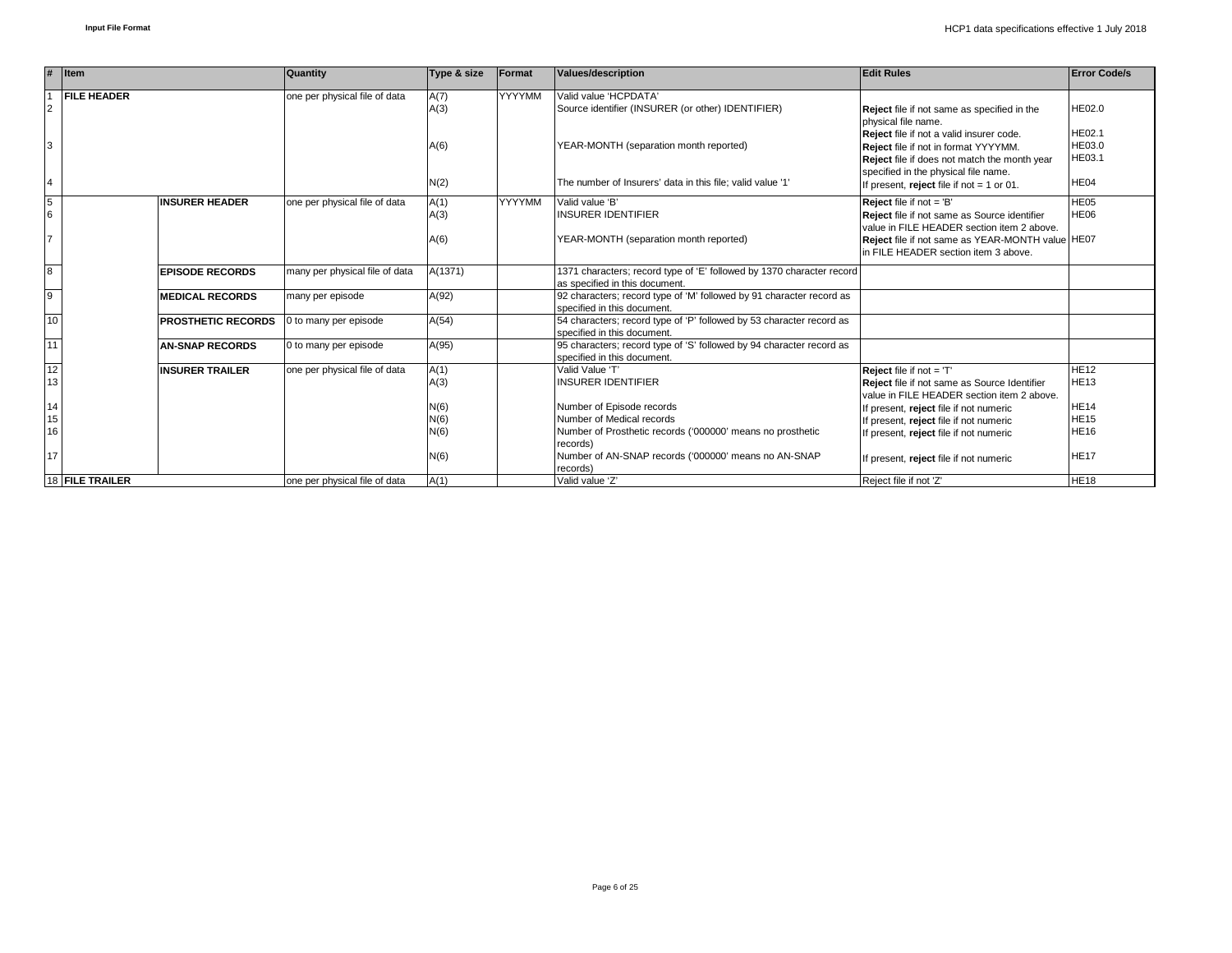| # | Item | | Quantity | Type & size | Format | Values/description | Edit Rules | Error Code/s |
|---|---|---|---|---|---|---|---|---|
| 1 | **FILE HEADER** | | one per physical file of data | A(7) | YYYYMM | Valid value 'HCPDATA' | | |
| 2 | | | | A(3) | | Source identifier (INSURER (or other) IDENTIFIER) | **Reject** file if not same as specified in the physical file name. | HE02.0 |
| | | | | | | | **Reject** file if not a valid insurer code. | HE02.1 |
| 3 | | | | A(6) | | YEAR-MONTH (separation month reported) | **Reject** file if not in format YYYYMM. | HE03.0 |
| | | | | | | | **Reject** file if does not match the month year specified in the physical file name. | HE03.1 |
| 4 | | | | N(2) | | The number of Insurers' data in this file; valid value '1' | If present, **reject** file if not = 1 or 01. | HE04 |
| 5 | | **INSURER HEADER** | one per physical file of data | A(1) | YYYYMM | Valid value 'B' | **Reject** file if not = 'B' | HE05 |
| 6 | | | | A(3) | | INSURER IDENTIFIER | **Reject** file if not same as Source identifier value in FILE HEADER section item 2 above. | HE06 |
| 7 | | | | A(6) | | YEAR-MONTH (separation month reported) | **Reject** file if not same as YEAR-MONTH value in FILE HEADER section item 3 above. | HE07 |
| 8 | | **EPISODE RECORDS** | many per physical file of data | A(1371) | | 1371 characters; record type of 'E' followed by 1370 character record as specified in this document. | | |
| 9 | | **MEDICAL RECORDS** | many per episode | A(92) | | 92 characters; record type of 'M' followed by 91 character record as specified in this document. | | |
| 10 | | **PROSTHETIC RECORDS** | 0 to many per episode | A(54) | | 54 characters; record type of 'P' followed by 53 character record as specified in this document. | | |
| 11 | | **AN-SNAP RECORDS** | 0 to many per episode | A(95) | | 95 characters; record type of 'S' followed by 94 character record as specified in this document. | | |
| 12 | | **INSURER TRAILER** | one per physical file of data | A(1) | | Valid Value 'T' | **Reject** file if not = 'T' | HE12 |
| 13 | | | | A(3) | | INSURER IDENTIFIER | **Reject** file if not same as Source Identifier value in FILE HEADER section item 2 above. | HE13 |
| 14 | | | | N(6) | | Number of Episode records | If present, **reject** file if not numeric | HE14 |
| 15 | | | | N(6) | | Number of Medical records | If present, **reject** file if not numeric | HE15 |
| 16 | | | | N(6) | | Number of Prosthetic records ('000000' means no prosthetic records) | If present, **reject** file if not numeric | HE16 |
| 17 | | | | N(6) | | Number of AN-SNAP records ('000000' means no AN-SNAP records) | If present, **reject** file if not numeric | HE17 |
| 18 | **FILE TRAILER** | | one per physical file of data | A(1) | | Valid value 'Z' | Reject file if not 'Z' | HE18 |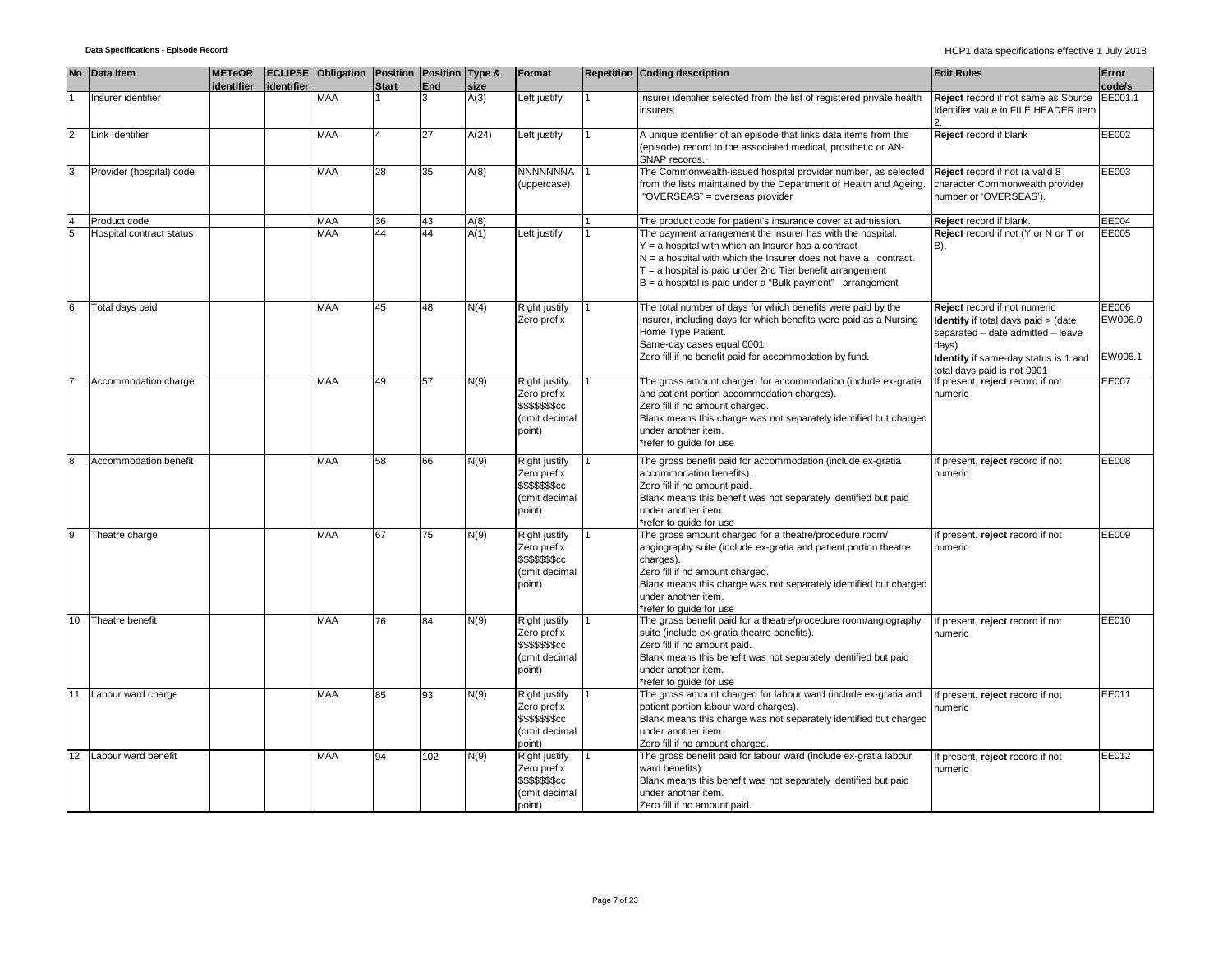| No | Data Item | METeOR identifier | ECLIPSE identifier | Obligation | Position Start | Position End | Type & size | Format | Repetition | Coding description | Edit Rules | Error code/s |
|---|---|---|---|---|---|---|---|---|---|---|---|---|
| 1 | Insurer identifier | | | MAA | 1 | 3 | A(3) | Left justify | 1 | Insurer identifier selected from the list of registered private health insurers. | **Reject** record if not same as Source Identifier value in FILE HEADER item 2. | EE001.1 |
| 2 | Link Identifier | | | MAA | 4 | 27 | A(24) | Left justify | 1 | A unique identifier of an episode that links data items from this (episode) record to the associated medical, prosthetic or AN-SNAP records. | **Reject** record if blank | EE002 |
| 3 | Provider (hospital) code | | | MAA | 28 | 35 | A(8) | NNNNNNNA (uppercase) | 1 | The Commonwealth-issued hospital provider number, as selected from the lists maintained by the Department of Health and Ageing. "OVERSEAS" = overseas provider | **Reject** record if not (a valid 8 character Commonwealth provider number or 'OVERSEAS'). | EE003 |
| 4 | Product code | | | MAA | 36 | 43 | A(8) | | 1 | The product code for patient's insurance cover at admission. | **Reject** record if blank. | EE004 |
| 5 | Hospital contract status | | | MAA | 44 | 44 | A(1) | Left justify | 1 | The payment arrangement the insurer has with the hospital.<br>Y = a hospital with which an Insurer has a contract<br>N = a hospital with which the Insurer does not have a contract.<br>T = a hospital is paid under 2nd Tier benefit arrangement<br>B = a hospital is paid under a "Bulk payment" arrangement | **Reject** record if not (Y or N or T or B). | EE005 |
| 6 | Total days paid | | | MAA | 45 | 48 | N(4) | Right justify Zero prefix | 1 | The total number of days for which benefits were paid by the Insurer, including days for which benefits were paid as a Nursing Home Type Patient.<br>Same-day cases equal 0001.<br>Zero fill if no benefit paid for accommodation by fund. | **Reject** record if not numeric<br>**Identify** if total days paid > (date separated – date admitted – leave days)<br>**Identify** if same-day status is 1 and total days paid is not 0001 | EE006<br>EW006.0<br>EW006.1 |
| 7 | Accommodation charge | | | MAA | 49 | 57 | N(9) | Right justify Zero prefix $$$$$$$cc (omit decimal point) | 1 | The gross amount charged for accommodation (include ex-gratia and patient portion accommodation charges).<br>Zero fill if no amount charged.<br>Blank means this charge was not separately identified but charged under another item.<br>*refer to guide for use | If present, **reject** record if not numeric | EE007 |
| 8 | Accommodation benefit | | | MAA | 58 | 66 | N(9) | Right justify Zero prefix $$$$$$$cc (omit decimal point) | 1 | The gross benefit paid for accommodation (include ex-gratia accommodation benefits).<br>Zero fill if no amount paid.<br>Blank means this benefit was not separately identified but paid under another item.<br>*refer to guide for use | If present, **reject** record if not numeric | EE008 |
| 9 | Theatre charge | | | MAA | 67 | 75 | N(9) | Right justify Zero prefix $$$$$$$cc (omit decimal point) | 1 | The gross amount charged for a theatre/procedure room/ angiography suite (include ex-gratia and patient portion theatre charges).<br>Zero fill if no amount charged.<br>Blank means this charge was not separately identified but charged under another item.<br>*refer to guide for use | If present, **reject** record if not numeric | EE009 |
| 10 | Theatre benefit | | | MAA | 76 | 84 | N(9) | Right justify Zero prefix $$$$$$$cc (omit decimal point) | 1 | The gross benefit paid for a theatre/procedure room/angiography suite (include ex-gratia theatre benefits).<br>Zero fill if no amount paid.<br>Blank means this benefit was not separately identified but paid under another item.<br>*refer to guide for use | If present, **reject** record if not numeric | EE010 |
| 11 | Labour ward charge | | | MAA | 85 | 93 | N(9) | Right justify Zero prefix $$$$$$$cc (omit decimal point) | 1 | The gross amount charged for labour ward (include ex-gratia and patient portion labour ward charges).<br>Blank means this charge was not separately identified but charged under another item.<br>Zero fill if no amount charged. | If present, **reject** record if not numeric | EE011 |
| 12 | Labour ward benefit | | | MAA | 94 | 102 | N(9) | Right justify Zero prefix $$$$$$$cc (omit decimal point) | 1 | The gross benefit paid for labour ward (include ex-gratia labour ward benefits)<br>Blank means this benefit was not separately identified but paid under another item.<br>Zero fill if no amount paid. | If present, **reject** record if not numeric | EE012 |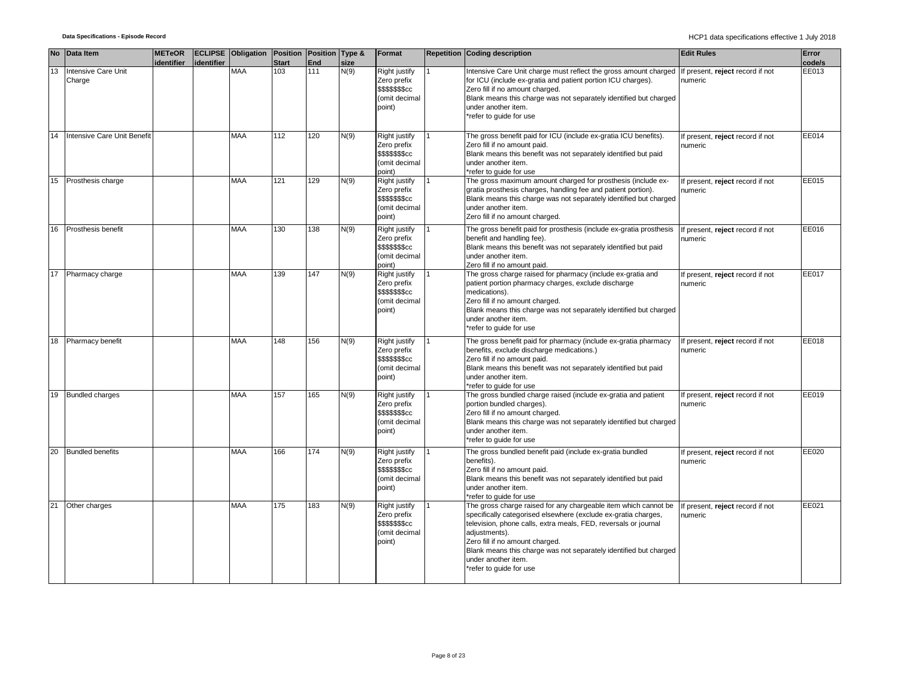| No | Data Item | METeOR identifier | ECLIPSE identifier | Obligation | Position Start | Position End | Type & size | Format | Repetition | Coding description | Edit Rules | Error code/s |
|---|---|---|---|---|---|---|---|---|---|---|---|---|
| 13 | Intensive Care Unit Charge | | | MAA | 103 | 111 | N(9) | Right justify Zero prefix $$$$$$$cc (omit decimal point) | 1 | Intensive Care Unit charge must reflect the gross amount charged for ICU (include ex-gratia and patient portion ICU charges).<br>Zero fill if no amount charged.<br>Blank means this charge was not separately identified but charged under another item.<br>*refer to guide for use | If present, **reject** record if not numeric | EE013 |
| 14 | Intensive Care Unit Benefit | | | MAA | 112 | 120 | N(9) | Right justify Zero prefix $$$$$$$cc (omit decimal point) | 1 | The gross benefit paid for ICU (include ex-gratia ICU benefits).<br>Zero fill if no amount paid.<br>Blank means this benefit was not separately identified but paid under another item.<br>*refer to guide for use | If present, **reject** record if not numeric | EE014 |
| 15 | Prosthesis charge | | | MAA | 121 | 129 | N(9) | Right justify Zero prefix $$$$$$$cc (omit decimal point) | 1 | The gross maximum amount charged for prosthesis (include ex-gratia prosthesis charges, handling fee and patient portion).<br>Blank means this charge was not separately identified but charged under another item.<br>Zero fill if no amount charged. | If present, **reject** record if not numeric | EE015 |
| 16 | Prosthesis benefit | | | MAA | 130 | 138 | N(9) | Right justify Zero prefix $$$$$$$cc (omit decimal point) | 1 | The gross benefit paid for prosthesis (include ex-gratia prosthesis benefit and handling fee).<br>Blank means this benefit was not separately identified but paid under another item.<br>Zero fill if no amount paid. | If present, **reject** record if not numeric | EE016 |
| 17 | Pharmacy charge | | | MAA | 139 | 147 | N(9) | Right justify Zero prefix $$$$$$$cc (omit decimal point) | 1 | The gross charge raised for pharmacy (include ex-gratia and patient portion pharmacy charges, exclude discharge medications).<br>Zero fill if no amount charged.<br>Blank means this charge was not separately identified but charged under another item.<br>*refer to guide for use | If present, **reject** record if not numeric | EE017 |
| 18 | Pharmacy benefit | | | MAA | 148 | 156 | N(9) | Right justify Zero prefix $$$$$$$cc (omit decimal point) | 1 | The gross benefit paid for pharmacy (include ex-gratia pharmacy benefits, exclude discharge medications.)<br>Zero fill if no amount paid.<br>Blank means this benefit was not separately identified but paid under another item.<br>*refer to guide for use | If present, **reject** record if not numeric | EE018 |
| 19 | Bundled charges | | | MAA | 157 | 165 | N(9) | Right justify Zero prefix $$$$$$$cc (omit decimal point) | 1 | The gross bundled charge raised (include ex-gratia and patient portion bundled charges).<br>Zero fill if no amount charged.<br>Blank means this charge was not separately identified but charged under another item.<br>*refer to guide for use | If present, **reject** record if not numeric | EE019 |
| 20 | Bundled benefits | | | MAA | 166 | 174 | N(9) | Right justify Zero prefix $$$$$$$cc (omit decimal point) | 1 | The gross bundled benefit paid (include ex-gratia bundled benefits).<br>Zero fill if no amount paid.<br>Blank means this benefit was not separately identified but paid under another item.<br>*refer to guide for use | If present, **reject** record if not numeric | EE020 |
| 21 | Other charges | | | MAA | 175 | 183 | N(9) | Right justify Zero prefix $$$$$$$cc (omit decimal point) | 1 | The gross charge raised for any chargeable item which cannot be specifically categorised elsewhere (exclude ex-gratia charges, television, phone calls, extra meals, FED, reversals or journal adjustments).<br>Zero fill if no amount charged.<br>Blank means this charge was not separately identified but charged under another item.<br>*refer to guide for use | If present, **reject** record if not numeric | EE021 |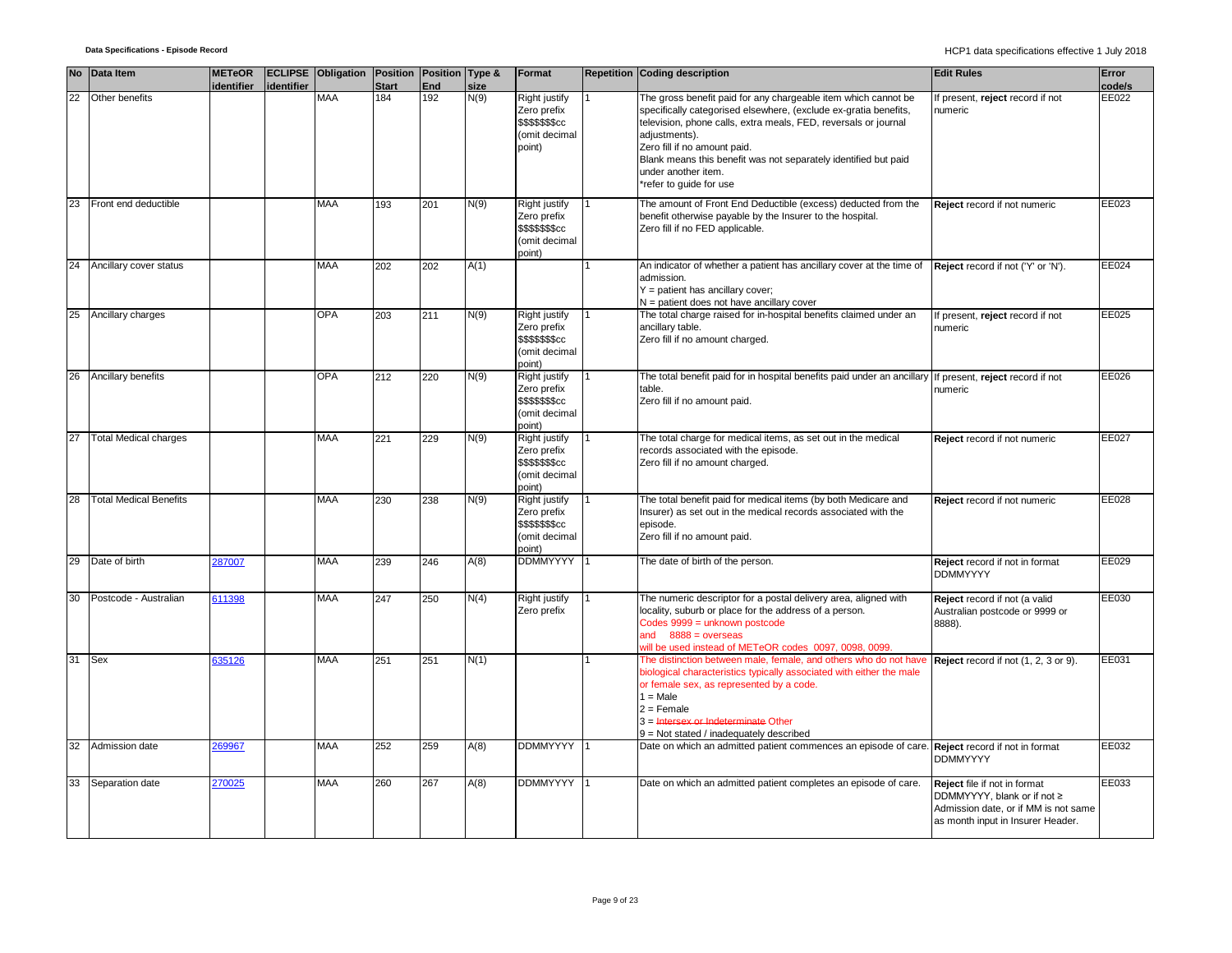| No | Data Item | METeOR identifier | ECLIPSE identifier | Obligation | Position Start | Position End | Type & size | Format | Repetition | Coding description | Edit Rules | Error code/s |
|---|---|---|---|---|---|---|---|---|---|---|---|---|
| 22 | Other benefits | | | MAA | 184 | 192 | N(9) | Right justify Zero prefix $$$$$$$cc (omit decimal point) | 1 | The gross benefit paid for any chargeable item which cannot be specifically categorised elsewhere, (exclude ex-gratia benefits, television, phone calls, extra meals, FED, reversals or journal adjustments). Zero fill if no amount paid. Blank means this benefit was not separately identified but paid under another item. *refer to guide for use | If present, **reject** record if not numeric | EE022 |
| 23 | Front end deductible | | | MAA | 193 | 201 | N(9) | Right justify Zero prefix $$$$$$$cc (omit decimal point) | 1 | The amount of Front End Deductible (excess) deducted from the benefit otherwise payable by the Insurer to the hospital. Zero fill if no FED applicable. | **Reject** record if not numeric | EE023 |
| 24 | Ancillary cover status | | | MAA | 202 | 202 | A(1) | | 1 | An indicator of whether a patient has ancillary cover at the time of admission. Y = patient has ancillary cover; N = patient does not have ancillary cover | **Reject** record if not ('Y' or 'N'). | EE024 |
| 25 | Ancillary charges | | | OPA | 203 | 211 | N(9) | Right justify Zero prefix $$$$$$$cc (omit decimal point) | 1 | The total charge raised for in-hospital benefits claimed under an ancillary table. Zero fill if no amount charged. | If present, **reject** record if not numeric | EE025 |
| 26 | Ancillary benefits | | | OPA | 212 | 220 | N(9) | Right justify Zero prefix $$$$$$$cc (omit decimal point) | 1 | The total benefit paid for in hospital benefits paid under an ancillary table. Zero fill if no amount paid. | If present, **reject** record if not numeric | EE026 |
| 27 | Total Medical charges | | | MAA | 221 | 229 | N(9) | Right justify Zero prefix $$$$$$$cc (omit decimal point) | 1 | The total charge for medical items, as set out in the medical records associated with the episode. Zero fill if no amount charged. | **Reject** record if not numeric | EE027 |
| 28 | Total Medical Benefits | | | MAA | 230 | 238 | N(9) | Right justify Zero prefix $$$$$$$cc (omit decimal point) | 1 | The total benefit paid for medical items (by both Medicare and Insurer) as set out in the medical records associated with the episode. Zero fill if no amount paid. | **Reject** record if not numeric | EE028 |
| 29 | Date of birth | 287007 | | MAA | 239 | 246 | A(8) | DDMMYYYY | 1 | The date of birth of the person. | **Reject** record if not in format DDMMYYYY | EE029 |
| 30 | Postcode - Australian | 611398 | | MAA | 247 | 250 | N(4) | Right justify Zero prefix | 1 | The numeric descriptor for a postal delivery area, aligned with locality, suburb or place for the address of a person. Codes 9999 = unknown postcode and 8888 = overseas will be used instead of METeOR codes 0097, 0098, 0099. | **Reject** record if not (a valid Australian postcode or 9999 or 8888). | EE030 |
| 31 | Sex | 635126 | | MAA | 251 | 251 | N(1) | | 1 | The distinction between male, female, and others who do not have biological characteristics typically associated with either the male or female sex, as represented by a code. 1 = Male 2 = Female 3 = ~~Intersex or Indeterminate~~ Other 9 = Not stated / inadequately described | **Reject** record if not (1, 2, 3 or 9). | EE031 |
| 32 | Admission date | 269967 | | MAA | 252 | 259 | A(8) | DDMMYYYY | 1 | Date on which an admitted patient commences an episode of care. | **Reject** record if not in format DDMMYYYY | EE032 |
| 33 | Separation date | 270025 | | MAA | 260 | 267 | A(8) | DDMMYYYY | 1 | Date on which an admitted patient completes an episode of care. | **Reject** file if not in format DDMMYYYY, blank or if not ≥ Admission date, or if MM is not same as month input in Insurer Header. | EE033 |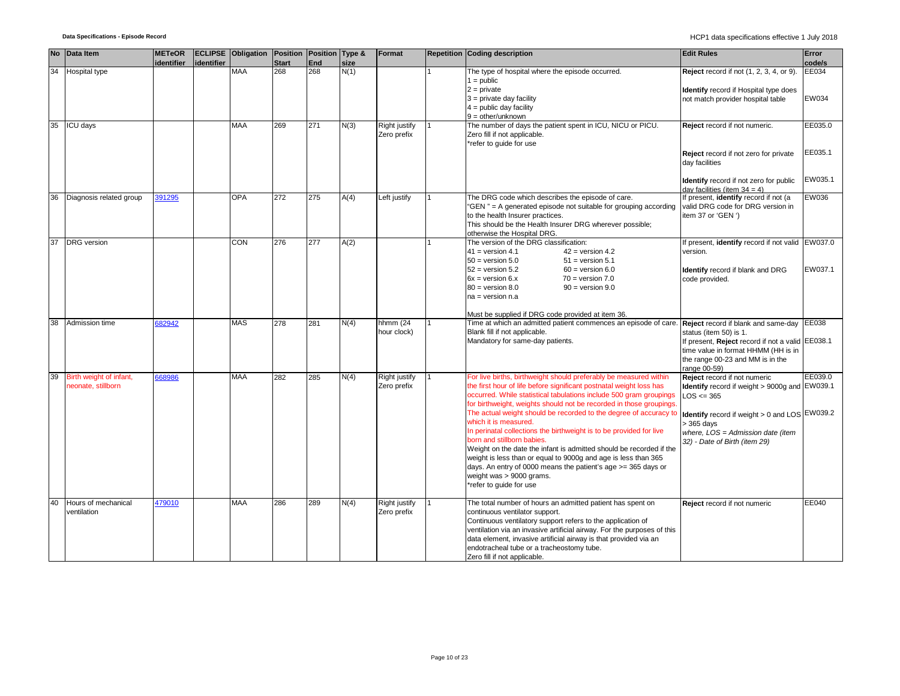| No | Data Item | METeOR identifier | ECLIPSE identifier | Obligation | Position Start | Position End | Type & size | Format | Repetition | Coding description | Edit Rules | Error code/s |
|---|---|---|---|---|---|---|---|---|---|---|---|---|
| 34 | Hospital type | | | MAA | 268 | 268 | N(1) | | 1 | The type of hospital where the episode occurred.<br>1 = public<br>2 = private<br>3 = private day facility<br>4 = public day facility<br>9 = other/unknown | **Reject** record if not (1, 2, 3, 4, or 9).<br><br>**Identify** record if Hospital type does not match provider hospital table | EE034<br><br>EW034 |
| 35 | ICU days | | | MAA | 269 | 271 | N(3) | Right justify Zero prefix | 1 | The number of days the patient spent in ICU, NICU or PICU.<br>Zero fill if not applicable.<br>*refer to guide for use | **Reject** record if not numeric.<br><br>**Reject** record if not zero for private day facilities<br><br>**Identify** record if not zero for public day facilities (item 34 = 4) | EE035.0<br><br>EE035.1<br><br>EW035.1 |
| 36 | Diagnosis related group | 391295 | | OPA | 272 | 275 | A(4) | Left justify | 1 | The DRG code which describes the episode of care.<br>"GEN " = A generated episode not suitable for grouping according to the health Insurer practices.<br>This should be the Health Insurer DRG wherever possible; otherwise the Hospital DRG. | If present, **identify** record if not (a valid DRG code for DRG version in item 37 or 'GEN ') | EW036 |
| 37 | DRG version | | | CON | 276 | 277 | A(2) | | 1 | The version of the DRG classification:<br>41 = version 4.1 42 = version 4.2<br>50 = version 5.0 51 = version 5.1<br>52 = version 5.2 60 = version 6.0<br>6x = version 6.x 70 = version 7.0<br>80 = version 8.0 90 = version 9.0<br>na = version n.a<br><br>Must be supplied if DRG code provided at item 36. | If present, **identify** record if not valid version.<br><br>**Identify** record if blank and DRG code provided. | EW037.0<br><br>EW037.1 |
| 38 | Admission time | 682942 | | MAS | 278 | 281 | N(4) | hhmm (24 hour clock) | 1 | Time at which an admitted patient commences an episode of care.<br>Blank fill if not applicable.<br>Mandatory for same-day patients. | **Reject** record if blank and same-day status (item 50) is 1.<br>If present, **Reject** record if not a valid time value in format HHMM (HH is in the range 00-23 and MM is in the range 00-59) | EE038<br><br>EE038.1 |
| 39 | Birth weight of infant, neonate, stillborn | 668986 | | MAA | 282 | 285 | N(4) | Right justify Zero prefix | 1 | For live births, birthweight should preferably be measured within the first hour of life before significant postnatal weight loss has occurred. While statistical tabulations include 500 gram groupings for birthweight, weights should not be recorded in those groupings. The actual weight should be recorded to the degree of accuracy to which it is measured.<br>In perinatal collections the birthweight is to be provided for live born and stillborn babies.<br>Weight on the date the infant is admitted should be recorded if the weight is less than or equal to 9000g and age is less than 365 days. An entry of 0000 means the patient's age >= 365 days or weight was > 9000 grams.<br>*refer to guide for use | **Reject** record if not numeric<br>**Identify** record if weight > 9000g and LOS <= 365<br><br>**Identify** record if weight > 0 and LOS > 365 days<br>*where, LOS = Admission date (item 32) - Date of Birth (item 29)* | EE039.0<br>EW039.1<br><br>EW039.2 |
| 40 | Hours of mechanical ventilation | 479010 | | MAA | 286 | 289 | N(4) | Right justify Zero prefix | 1 | The total number of hours an admitted patient has spent on continuous ventilator support.<br>Continuous ventilatory support refers to the application of ventilation via an invasive artificial airway. For the purposes of this data element, invasive artificial airway is that provided via an endotracheal tube or a tracheostomy tube.<br>Zero fill if not applicable. | **Reject** record if not numeric | EE040 |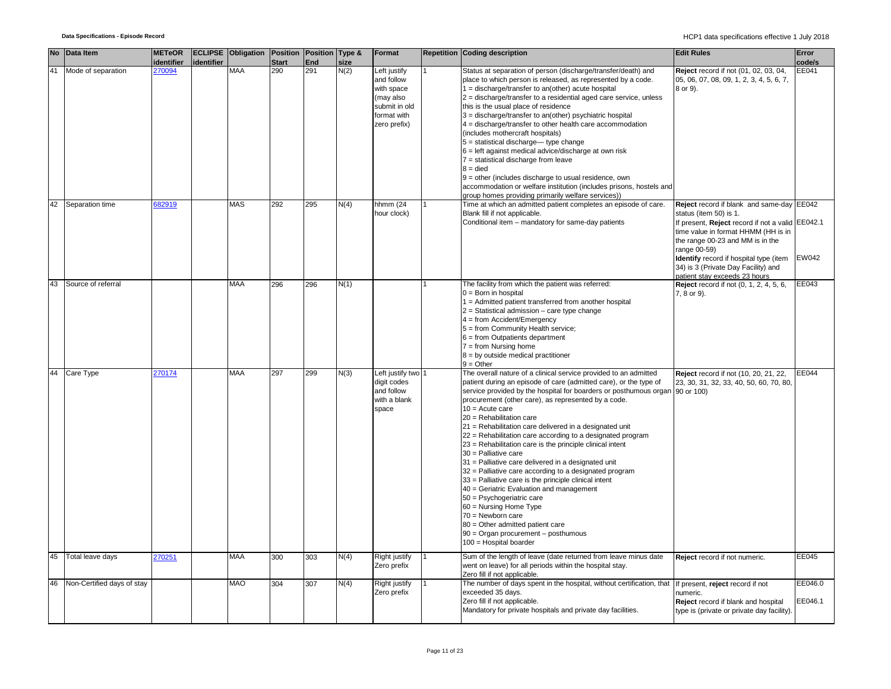| No | Data Item | METeOR identifier | ECLIPSE identifier | Obligation | Position Start | Position End | Type & size | Format | Repetition | Coding description | Edit Rules | Error code/s |
|---|---|---|---|---|---|---|---|---|---|---|---|---|
| 41 | Mode of separation | 270094 | | MAA | 290 | 291 | N(2) | Left justify and follow with space (may also submit in old format with zero prefix) | 1 | Status at separation of person (discharge/transfer/death) and place to which person is released, as represented by a code.<br>1 = discharge/transfer to an(other) acute hospital<br>2 = discharge/transfer to a residential aged care service, unless this is the usual place of residence<br>3 = discharge/transfer to an(other) psychiatric hospital<br>4 = discharge/transfer to other health care accommodation (includes mothercraft hospitals)<br>5 = statistical discharge— type change<br>6 = left against medical advice/discharge at own risk<br>7 = statistical discharge from leave<br>8 = died<br>9 = other (includes discharge to usual residence, own accommodation or welfare institution (includes prisons, hostels and group homes providing primarily welfare services)) | **Reject** record if not (01, 02, 03, 04, 05, 06, 07, 08, 09, 1, 2, 3, 4, 5, 6, 7, 8 or 9). | EE041 |
| 42 | Separation time | 682919 | | MAS | 292 | 295 | N(4) | hhmm (24 hour clock) | 1 | Time at which an admitted patient completes an episode of care.<br>Blank fill if not applicable.<br>Conditional item – mandatory for same-day patients | **Reject** record if blank and same-day status (item 50) is 1.<br>If present, **Reject** record if not a valid time value in format HHMM (HH is in the range 00-23 and MM is in the range 00-59)<br>**Identify** record if hospital type (item 34) is 3 (Private Day Facility) and patient stay exceeds 23 hours | EE042<br>EE042.1<br>EW042 |
| 43 | Source of referral | | | MAA | 296 | 296 | N(1) | | 1 | The facility from which the patient was referred:<br>0 = Born in hospital<br>1 = Admitted patient transferred from another hospital<br>2 = Statistical admission – care type change<br>4 = from Accident/Emergency<br>5 = from Community Health service;<br>6 = from Outpatients department<br>7 = from Nursing home<br>8 = by outside medical practitioner<br>9 = Other | **Reject** record if not (0, 1, 2, 4, 5, 6, 7, 8 or 9). | EE043 |
| 44 | Care Type | 270174 | | MAA | 297 | 299 | N(3) | Left justify two digit codes and follow with a blank space | 1 | The overall nature of a clinical service provided to an admitted patient during an episode of care (admitted care), or the type of service provided by the hospital for boarders or posthumous organ procurement (other care), as represented by a code.<br>10 = Acute care<br>20 = Rehabilitation care<br>21 = Rehabilitation care delivered in a designated unit<br>22 = Rehabilitation care according to a designated program<br>23 = Rehabilitation care is the principle clinical intent<br>30 = Palliative care<br>31 = Palliative care delivered in a designated unit<br>32 = Palliative care according to a designated program<br>33 = Palliative care is the principle clinical intent<br>40 = Geriatric Evaluation and management<br>50 = Psychogeriatric care<br>60 = Nursing Home Type<br>70 = Newborn care<br>80 = Other admitted patient care<br>90 = Organ procurement – posthumous<br>100 = Hospital boarder | **Reject** record if not (10, 20, 21, 22, 23, 30, 31, 32, 33, 40, 50, 60, 70, 80, 90 or 100) | EE044 |
| 45 | Total leave days | 270251 | | MAA | 300 | 303 | N(4) | Right justify Zero prefix | 1 | Sum of the length of leave (date returned from leave minus date went on leave) for all periods within the hospital stay.<br>Zero fill if not applicable. | **Reject** record if not numeric. | EE045 |
| 46 | Non-Certified days of stay | | | MAO | 304 | 307 | N(4) | Right justify Zero prefix | 1 | The number of days spent in the hospital, without certification, that exceeded 35 days.<br>Zero fill if not applicable.<br>Mandatory for private hospitals and private day facilities. | If present, **reject** record if not numeric.<br>**Reject** record if blank and hospital type is (private or private day facility). | EE046.0<br>EE046.1 |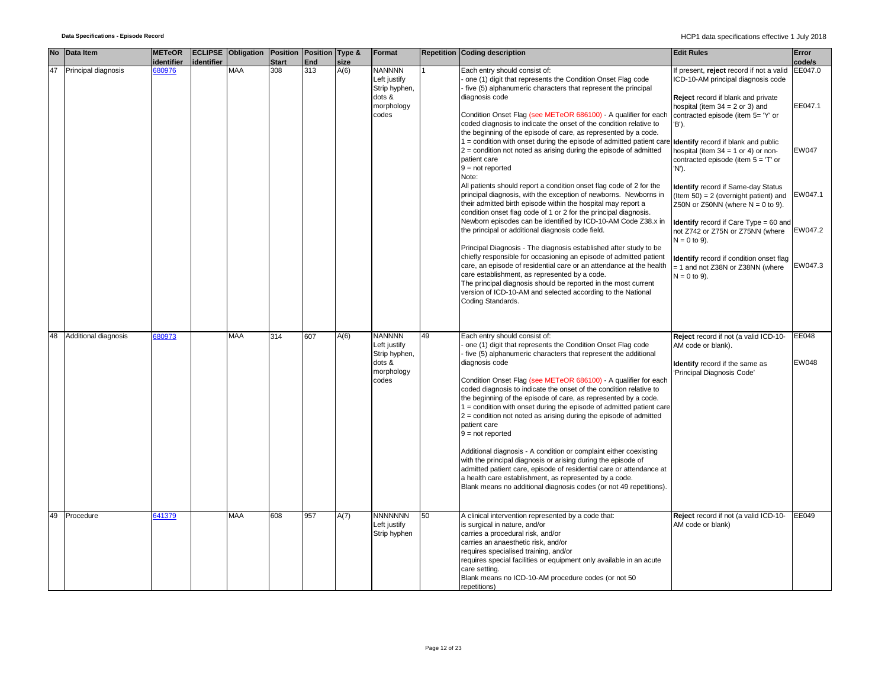| No | Data Item | METeOR identifier | ECLIPSE identifier | Obligation | Position Start | Position End | Type & size | Format | Repetition | Coding description | Edit Rules | Error code/s |
|---|---|---|---|---|---|---|---|---|---|---|---|---|
| 47 | Principal diagnosis | 680976 | | MAA | 308 | 313 | A(6) | NANNNN<br>Left justify<br>Strip hyphen, dots & morphology codes | 1 | Each entry should consist of:<br>- one (1) digit that represents the Condition Onset Flag code<br>- five (5) alphanumeric characters that represent the principal diagnosis code<br><br>Condition Onset Flag (see METeOR 686100) - A qualifier for each coded diagnosis to indicate the onset of the condition relative to the beginning of the episode of care, as represented by a code.<br>1 = condition with onset during the episode of admitted patient care<br>2 = condition not noted as arising during the episode of admitted patient care<br>9 = not reported<br>Note:<br>All patients should report a condition onset flag code of 2 for the principal diagnosis, with the exception of newborns. Newborns in their admitted birth episode within the hospital may report a condition onset flag code of 1 or 2 for the principal diagnosis. Newborn episodes can be identified by ICD-10-AM Code Z38.x in the principal or additional diagnosis code field.<br><br>Principal Diagnosis - The diagnosis established after study to be chiefly responsible for occasioning an episode of admitted patient care, an episode of residential care or an attendance at the health care establishment, as represented by a code.<br>The principal diagnosis should be reported in the most current version of ICD-10-AM and selected according to the National Coding Standards. | If present, **reject** record if not a valid ICD-10-AM principal diagnosis code<br><br>**Reject** record if blank and private hospital (item 34 = 2 or 3) and contracted episode (item 5= 'Y' or 'B').<br><br>**Identify** record if blank and public hospital (item 34 = 1 or 4) or non-contracted episode (item 5 = 'T' or 'N').<br><br>**Identify** record if Same-day Status (Item 50) = 2 (overnight patient) and Z50N or Z50NN (where N = 0 to 9).<br><br>**Identify** record if Care Type = 60 and not Z742 or Z75N or Z75NN (where N = 0 to 9).<br><br>**Identify** record if condition onset flag = 1 and not Z38N or Z38NN (where N = 0 to 9). | EE047.0<br><br>EE047.1<br><br>EW047<br><br>EW047.1<br><br>EW047.2<br><br>EW047.3 |
| 48 | Additional diagnosis | 680973 | | MAA | 314 | 607 | A(6) | NANNNN<br>Left justify<br>Strip hyphen, dots & morphology codes | 49 | Each entry should consist of:<br>- one (1) digit that represents the Condition Onset Flag code<br>- five (5) alphanumeric characters that represent the additional diagnosis code<br><br>Condition Onset Flag (see METeOR 686100) - A qualifier for each coded diagnosis to indicate the onset of the condition relative to the beginning of the episode of care, as represented by a code.<br>1 = condition with onset during the episode of admitted patient care<br>2 = condition not noted as arising during the episode of admitted patient care<br>9 = not reported<br><br>Additional diagnosis - A condition or complaint either coexisting with the principal diagnosis or arising during the episode of admitted patient care, episode of residential care or attendance at a health care establishment, as represented by a code.<br>Blank means no additional diagnosis codes (or not 49 repetitions). | **Reject** record if not (a valid ICD-10-AM code or blank).<br><br>**Identify** record if the same as 'Principal Diagnosis Code' | EE048<br><br>EW048 |
| 49 | Procedure | 641379 | | MAA | 608 | 957 | A(7) | NNNNNNN<br>Left justify<br>Strip hyphen | 50 | A clinical intervention represented by a code that:<br>is surgical in nature, and/or<br>carries a procedural risk, and/or<br>carries an anaesthetic risk, and/or<br>requires specialised training, and/or<br>requires special facilities or equipment only available in an acute care setting.<br>Blank means no ICD-10-AM procedure codes (or not 50 repetitions) | **Reject** record if not (a valid ICD-10-AM code or blank) | EE049 |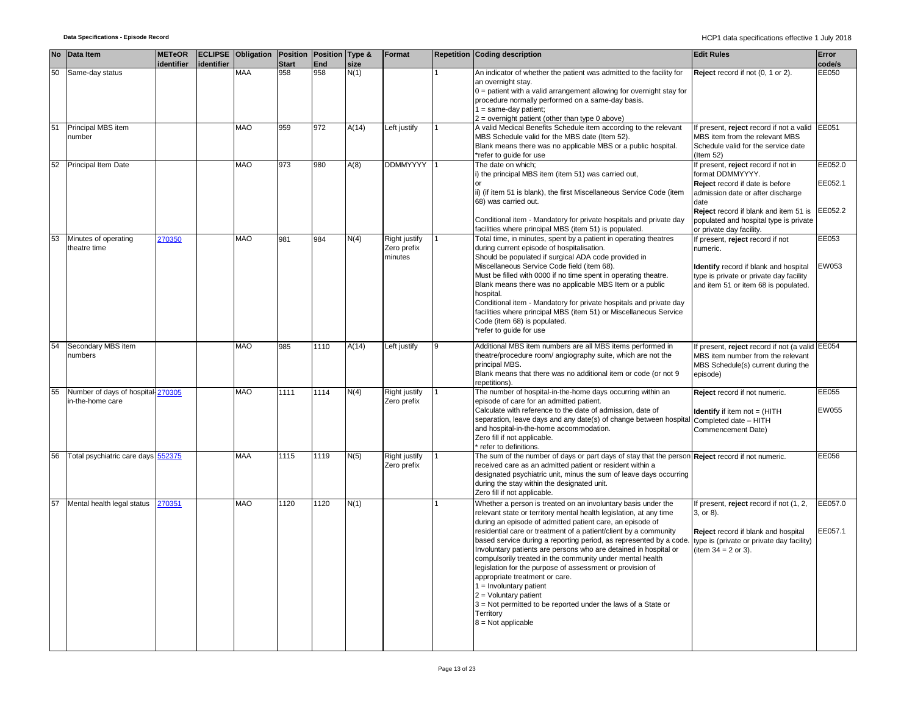| No | Data Item | METeOR identifier | ECLIPSE identifier | Obligation | Position Start | Position End | Type & size | Format | Repetition | Coding description | Edit Rules | Error code/s |
|---|---|---|---|---|---|---|---|---|---|---|---|---|
| 50 | Same-day status | | | MAA | 958 | 958 | N(1) | | 1 | An indicator of whether the patient was admitted to the facility for an overnight stay.<br>0 = patient with a valid arrangement allowing for overnight stay for procedure normally performed on a same-day basis.<br>1 = same-day patient;<br>2 = overnight patient (other than type 0 above) | **Reject** record if not (0, 1 or 2). | EE050 |
| 51 | Principal MBS item number | | | MAO | 959 | 972 | A(14) | Left justify | 1 | A valid Medical Benefits Schedule item according to the relevant MBS Schedule valid for the MBS date (Item 52).<br>Blank means there was no applicable MBS or a public hospital.<br>*refer to guide for use | If present, **reject** record if not a valid MBS item from the relevant MBS Schedule valid for the service date (Item 52) | EE051 |
| 52 | Principal Item Date | | | MAO | 973 | 980 | A(8) | DDMMYYYY | 1 | The date on which;<br>i) the principal MBS item (item 51) was carried out,<br>or<br>ii) (if item 51 is blank), the first Miscellaneous Service Code (item 68) was carried out.<br><br>Conditional item - Mandatory for private hospitals and private day facilities where principal MBS (item 51) is populated. | If present, **reject** record if not in format DDMMYYYY.<br>**Reject** record if date is before admission date or after discharge date<br>**Reject** record if blank and item 51 is populated and hospital type is private or private day facility. | EE052.0<br>EE052.1<br>EE052.2 |
| 53 | Minutes of operating theatre time | 270350 | | MAO | 981 | 984 | N(4) | Right justify Zero prefix minutes | 1 | Total time, in minutes, spent by a patient in operating theatres during current episode of hospitalisation.<br>Should be populated if surgical ADA code provided in Miscellaneous Service Code field (item 68).<br>Must be filled with 0000 if no time spent in operating theatre.<br>Blank means there was no applicable MBS Item or a public hospital.<br>Conditional item - Mandatory for private hospitals and private day facilities where principal MBS (item 51) or Miscellaneous Service Code (item 68) is populated.<br>*refer to guide for use | If present, **reject** record if not numeric.<br><br>**Identify** record if blank and hospital type is private or private day facility and item 51 or item 68 is populated. | EE053<br>EW053 |
| 54 | Secondary MBS item numbers | | | MAO | 985 | 1110 | A(14) | Left justify | 9 | Additional MBS item numbers are all MBS items performed in theatre/procedure room/ angiography suite, which are not the principal MBS.<br>Blank means that there was no additional item or code (or not 9 repetitions). | If present, **reject** record if not (a valid MBS item number from the relevant MBS Schedule(s) current during the episode) | EE054 |
| 55 | Number of days of hospital-in-the-home care | 270305 | | MAO | 1111 | 1114 | N(4) | Right justify Zero prefix | 1 | The number of hospital-in-the-home days occurring within an episode of care for an admitted patient.<br>Calculate with reference to the date of admission, date of separation, leave days and any date(s) of change between hospital and hospital-in-the-home accommodation.<br>Zero fill if not applicable.<br>* refer to definitions. | **Reject** record if not numeric.<br><br>**Identify** if item not = (HITH Completed date – HITH Commencement Date) | EE055<br>EW055 |
| 56 | Total psychiatric care days | 552375 | | MAA | 1115 | 1119 | N(5) | Right justify Zero prefix | 1 | The sum of the number of days or part days of stay that the person received care as an admitted patient or resident within a designated psychiatric unit, minus the sum of leave days occurring during the stay within the designated unit.<br>Zero fill if not applicable. | **Reject** record if not numeric. | EE056 |
| 57 | Mental health legal status | 270351 | | MAO | 1120 | 1120 | N(1) | | 1 | Whether a person is treated on an involuntary basis under the relevant state or territory mental health legislation, at any time during an episode of admitted patient care, an episode of residential care or treatment of a patient/client by a community based service during a reporting period, as represented by a code.<br>Involuntary patients are persons who are detained in hospital or compulsorily treated in the community under mental health legislation for the purpose of assessment or provision of appropriate treatment or care.<br>1 = Involuntary patient<br>2 = Voluntary patient<br>3 = Not permitted to be reported under the laws of a State or Territory<br>8 = Not applicable | If present, **reject** record if not (1, 2, 3, or 8).<br><br>**Reject** record if blank and hospital type is (private or private day facility) (item 34 = 2 or 3). | EE057.0<br>EE057.1 |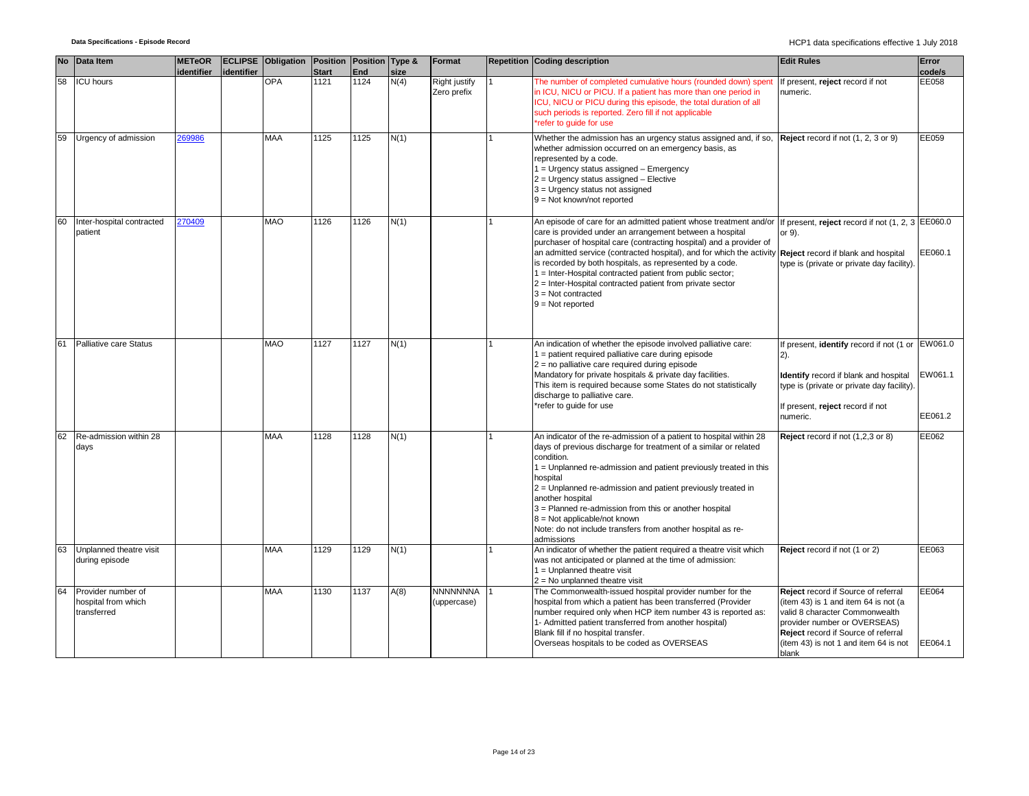| No | Data Item | METeOR identifier | ECLIPSE identifier | Obligation | Position Start | Position End | Type & size | Format | Repetition | Coding description | Edit Rules | Error code/s |
|---|---|---|---|---|---|---|---|---|---|---|---|---|
| 58 | ICU hours | | | OPA | 1121 | 1124 | N(4) | Right justify Zero prefix | 1 | The number of completed cumulative hours (rounded down) spent in ICU, NICU or PICU. If a patient has more than one period in ICU, NICU or PICU during this episode, the total duration of all such periods is reported. Zero fill if not applicable *refer to guide for use | If present, **reject** record if not numeric. | EE058 |
| 59 | Urgency of admission | 269986 | | MAA | 1125 | 1125 | N(1) | | 1 | Whether the admission has an urgency status assigned and, if so, whether admission occurred on an emergency basis, as represented by a code.<br>1 = Urgency status assigned – Emergency<br>2 = Urgency status assigned – Elective<br>3 = Urgency status not assigned<br>9 = Not known/not reported | **Reject** record if not (1, 2, 3 or 9) | EE059 |
| 60 | Inter-hospital contracted patient | 270409 | | MAO | 1126 | 1126 | N(1) | | 1 | An episode of care for an admitted patient whose treatment and/or care is provided under an arrangement between a hospital purchaser of hospital care (contracting hospital) and a provider of an admitted service (contracted hospital), and for which the activity is recorded by both hospitals, as represented by a code.<br>1 = Inter-Hospital contracted patient from public sector;<br>2 = Inter-Hospital contracted patient from private sector<br>3 = Not contracted<br>9 = Not reported | If present, **reject** record if not (1, 2, 3 or 9).<br>**Reject** record if blank and hospital type is (private or private day facility). | EE060.0<br>EE060.1 |
| 61 | Palliative care Status | | | MAO | 1127 | 1127 | N(1) | | 1 | An indication of whether the episode involved palliative care:<br>1 = patient required palliative care during episode<br>2 = no palliative care required during episode<br>Mandatory for private hospitals & private day facilities.<br>This item is required because some States do not statistically discharge to palliative care.<br>*refer to guide for use | If present, **identify** record if not (1 or 2).<br>**Identify** record if blank and hospital type is (private or private day facility).<br>If present, **reject** record if not numeric. | EW061.0<br>EW061.1<br>EE061.2 |
| 62 | Re-admission within 28 days | | | MAA | 1128 | 1128 | N(1) | | 1 | An indicator of the re-admission of a patient to hospital within 28 days of previous discharge for treatment of a similar or related condition.<br>1 = Unplanned re-admission and patient previously treated in this hospital<br>2 = Unplanned re-admission and patient previously treated in another hospital<br>3 = Planned re-admission from this or another hospital<br>8 = Not applicable/not known<br>Note: do not include transfers from another hospital as re-admissions | **Reject** record if not (1,2,3 or 8) | EE062 |
| 63 | Unplanned theatre visit during episode | | | MAA | 1129 | 1129 | N(1) | | 1 | An indicator of whether the patient required a theatre visit which was not anticipated or planned at the time of admission:<br>1 = Unplanned theatre visit<br>2 = No unplanned theatre visit | **Reject** record if not (1 or 2) | EE063 |
| 64 | Provider number of hospital from which transferred | | | MAA | 1130 | 1137 | A(8) | NNNNNNNA (uppercase) | 1 | The Commonwealth-issued hospital provider number for the hospital from which a patient has been transferred (Provider number required only when HCP item number 43 is reported as: 1- Admitted patient transferred from another hospital)<br>Blank fill if no hospital transfer.<br>Overseas hospitals to be coded as OVERSEAS | **Reject** record if Source of referral (item 43) is 1 and item 64 is not (a valid 8 character Commonwealth provider number or OVERSEAS)<br>**Reject** record if Source of referral (item 43) is not 1 and item 64 is not blank | EE064<br>EE064.1 |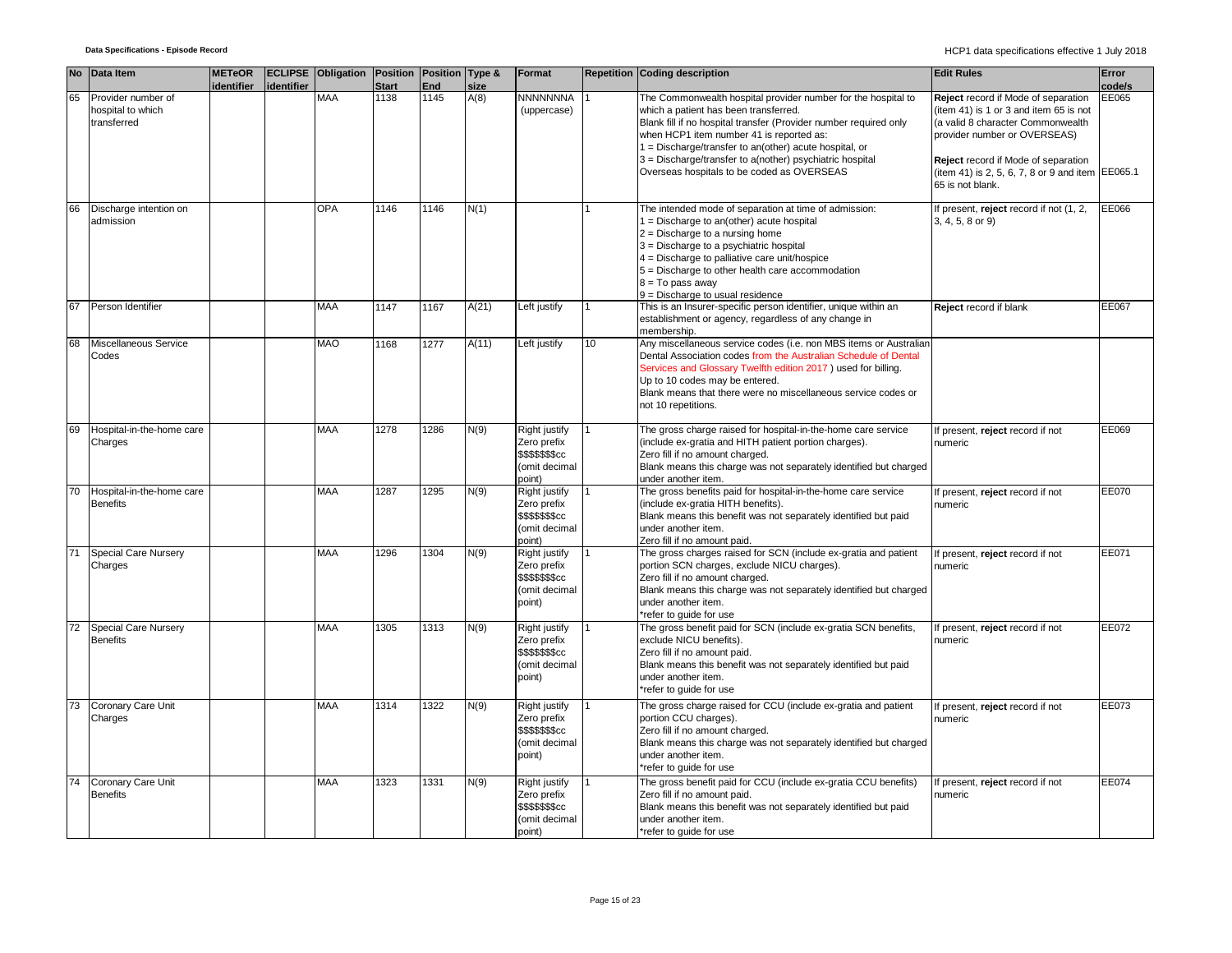| No | Data Item | METeOR identifier | ECLIPSE identifier | Obligation | Position Start | Position End | Type & size | Format | Repetition | Coding description | Edit Rules | Error code/s |
|---|---|---|---|---|---|---|---|---|---|---|---|---|
| 65 | Provider number of hospital to which transferred | | | MAA | 1138 | 1145 | A(8) | NNNNNNNA (uppercase) | 1 | The Commonwealth hospital provider number for the hospital to which a patient has been transferred.<br>Blank fill if no hospital transfer (Provider number required only when HCP1 item number 41 is reported as:<br>1 = Discharge/transfer to an(other) acute hospital, or<br>3 = Discharge/transfer to a(nother) psychiatric hospital<br>Overseas hospitals to be coded as OVERSEAS | **Reject** record if Mode of separation (item 41) is 1 or 3 and item 65 is not (a valid 8 character Commonwealth provider number or OVERSEAS)<br><br>**Reject** record if Mode of separation (item 41) is 2, 5, 6, 7, 8 or 9 and item 65 is not blank. | EE065<br><br><br><br>EE065.1 |
| 66 | Discharge intention on admission | | | OPA | 1146 | 1146 | N(1) | | 1 | The intended mode of separation at time of admission:<br>1 = Discharge to an(other) acute hospital<br>2 = Discharge to a nursing home<br>3 = Discharge to a psychiatric hospital<br>4 = Discharge to palliative care unit/hospice<br>5 = Discharge to other health care accommodation<br>8 = To pass away<br>9 = Discharge to usual residence | If present, **reject** record if not (1, 2, 3, 4, 5, 8 or 9) | EE066 |
| 67 | Person Identifier | | | MAA | 1147 | 1167 | A(21) | Left justify | 1 | This is an Insurer-specific person identifier, unique within an establishment or agency, regardless of any change in membership. | **Reject** record if blank | EE067 |
| 68 | Miscellaneous Service Codes | | | MAO | 1168 | 1277 | A(11) | Left justify | 10 | Any miscellaneous service codes (i.e. non MBS items or Australian Dental Association codes from the Australian Schedule of Dental Services and Glossary Twelfth edition 2017 ) used for billing.<br>Up to 10 codes may be entered.<br>Blank means that there were no miscellaneous service codes or not 10 repetitions. | | |
| 69 | Hospital-in-the-home care Charges | | | MAA | 1278 | 1286 | N(9) | Right justify Zero prefix $$$$$$$cc (omit decimal point) | 1 | The gross charge raised for hospital-in-the-home care service (include ex-gratia and HITH patient portion charges).<br>Zero fill if no amount charged.<br>Blank means this charge was not separately identified but charged under another item. | If present, **reject** record if not numeric | EE069 |
| 70 | Hospital-in-the-home care Benefits | | | MAA | 1287 | 1295 | N(9) | Right justify Zero prefix $$$$$$$cc (omit decimal point) | 1 | The gross benefits paid for hospital-in-the-home care service (include ex-gratia HITH benefits).<br>Blank means this benefit was not separately identified but paid under another item.<br>Zero fill if no amount paid. | If present, **reject** record if not numeric | EE070 |
| 71 | Special Care Nursery Charges | | | MAA | 1296 | 1304 | N(9) | Right justify Zero prefix $$$$$$$cc (omit decimal point) | 1 | The gross charges raised for SCN (include ex-gratia and patient portion SCN charges, exclude NICU charges).<br>Zero fill if no amount charged.<br>Blank means this charge was not separately identified but charged under another item.<br>*refer to guide for use | If present, **reject** record if not numeric | EE071 |
| 72 | Special Care Nursery Benefits | | | MAA | 1305 | 1313 | N(9) | Right justify Zero prefix $$$$$$$cc (omit decimal point) | 1 | The gross benefit paid for SCN (include ex-gratia SCN benefits, exclude NICU benefits).<br>Zero fill if no amount paid.<br>Blank means this benefit was not separately identified but paid under another item.<br>*refer to guide for use | If present, **reject** record if not numeric | EE072 |
| 73 | Coronary Care Unit Charges | | | MAA | 1314 | 1322 | N(9) | Right justify Zero prefix $$$$$$$cc (omit decimal point) | 1 | The gross charge raised for CCU (include ex-gratia and patient portion CCU charges).<br>Zero fill if no amount charged.<br>Blank means this charge was not separately identified but charged under another item.<br>*refer to guide for use | If present, **reject** record if not numeric | EE073 |
| 74 | Coronary Care Unit Benefits | | | MAA | 1323 | 1331 | N(9) | Right justify Zero prefix $$$$$$$cc (omit decimal point) | 1 | The gross benefit paid for CCU (include ex-gratia CCU benefits)<br>Zero fill if no amount paid.<br>Blank means this benefit was not separately identified but paid under another item.<br>*refer to guide for use | If present, **reject** record if not numeric | EE074 |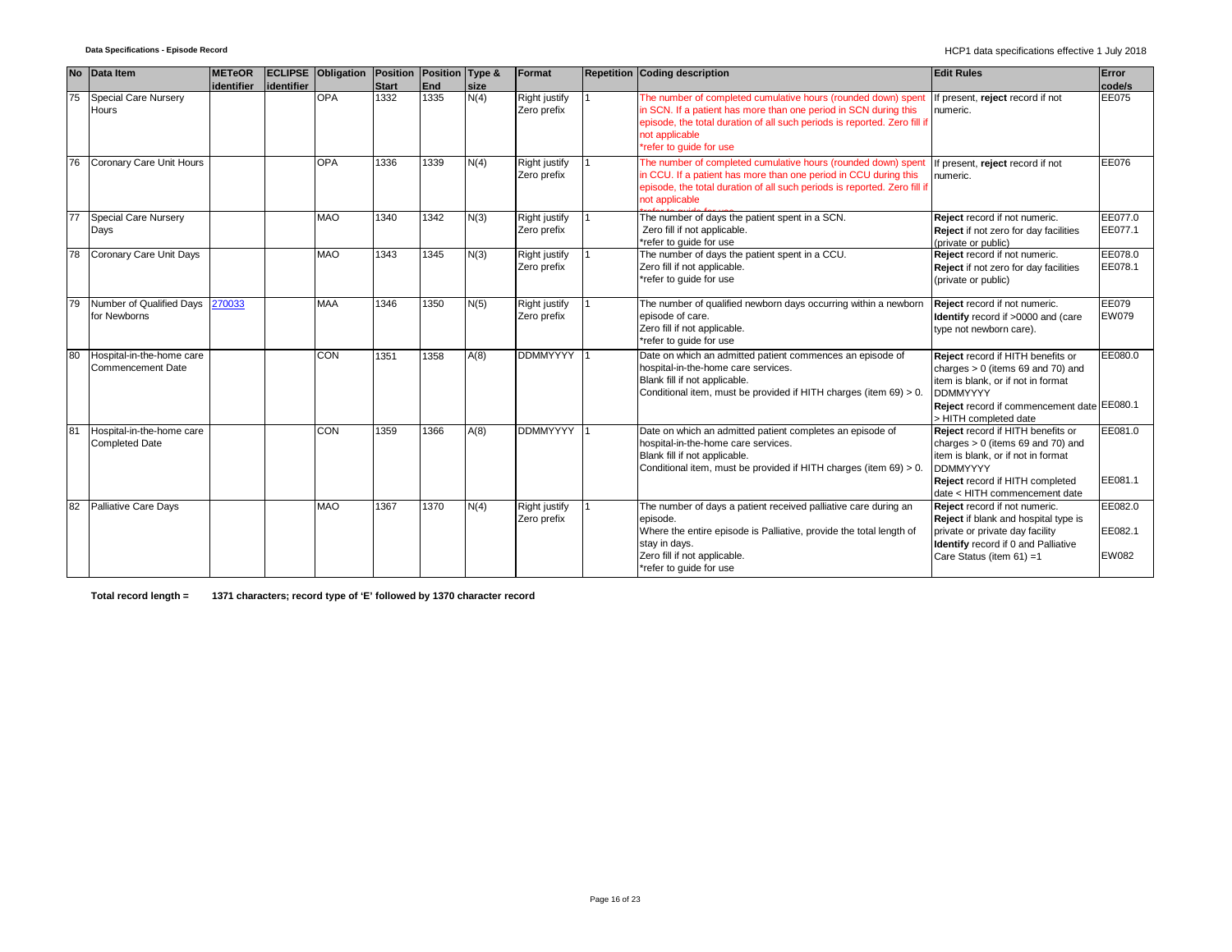| No | Data Item | METeOR identifier | ECLIPSE identifier | Obligation | Position Start | Position End | Type & size | Format | Repetition | Coding description | Edit Rules | Error code/s |
|---|---|---|---|---|---|---|---|---|---|---|---|---|
| 75 | Special Care Nursery Hours | | | OPA | 1332 | 1335 | N(4) | Right justify Zero prefix | 1 | The number of completed cumulative hours (rounded down) spent in SCN. If a patient has more than one period in SCN during this episode, the total duration of all such periods is reported. Zero fill if not applicable *refer to guide for use | If present, **reject** record if not numeric. | EE075 |
| 76 | Coronary Care Unit Hours | | | OPA | 1336 | 1339 | N(4) | Right justify Zero prefix | 1 | The number of completed cumulative hours (rounded down) spent in CCU. If a patient has more than one period in CCU during this episode, the total duration of all such periods is reported. Zero fill if not applicable *refer to guide for use | If present, **reject** record if not numeric. | EE076 |
| 77 | Special Care Nursery Days | | | MAO | 1340 | 1342 | N(3) | Right justify Zero prefix | 1 | The number of days the patient spent in a SCN. Zero fill if not applicable. *refer to guide for use | **Reject** record if not numeric. **Reject** if not zero for day facilities (private or public) | EE077.0 EE077.1 |
| 78 | Coronary Care Unit Days | | | MAO | 1343 | 1345 | N(3) | Right justify Zero prefix | 1 | The number of days the patient spent in a CCU. Zero fill if not applicable. *refer to guide for use | **Reject** record if not numeric. **Reject** if not zero for day facilities (private or public) | EE078.0 EE078.1 |
| 79 | Number of Qualified Days for Newborns | 270033 | | MAA | 1346 | 1350 | N(5) | Right justify Zero prefix | 1 | The number of qualified newborn days occurring within a newborn episode of care. Zero fill if not applicable. *refer to guide for use | **Reject** record if not numeric. **Identify** record if >0000 and (care type not newborn care). | EE079 EW079 |
| 80 | Hospital-in-the-home care Commencement Date | | | CON | 1351 | 1358 | A(8) | DDMMYYYY | 1 | Date on which an admitted patient commences an episode of hospital-in-the-home care services. Blank fill if not applicable. Conditional item, must be provided if HITH charges (item 69) > 0. | **Reject** record if HITH benefits or charges > 0 (items 69 and 70) and item is blank, or if not in format DDMMYYYY **Reject** record if commencement date > HITH completed date | EE080.0 EE080.1 |
| 81 | Hospital-in-the-home care Completed Date | | | CON | 1359 | 1366 | A(8) | DDMMYYYY | 1 | Date on which an admitted patient completes an episode of hospital-in-the-home care services. Blank fill if not applicable. Conditional item, must be provided if HITH charges (item 69) > 0. | **Reject** record if HITH benefits or charges > 0 (items 69 and 70) and item is blank, or if not in format DDMMYYYY **Reject** record if HITH completed date < HITH commencement date | EE081.0 EE081.1 |
| 82 | Palliative Care Days | | | MAO | 1367 | 1370 | N(4) | Right justify Zero prefix | 1 | The number of days a patient received palliative care during an episode. Where the entire episode is Palliative, provide the total length of stay in days. Zero fill if not applicable. *refer to guide for use | **Reject** record if not numeric. **Reject** if blank and hospital type is private or private day facility **Identify** record if 0 and Palliative Care Status (item 61) =1 | EE082.0 EE082.1 EW082 |

**Total record length = 1371 characters; record type of 'E' followed by 1370 character record**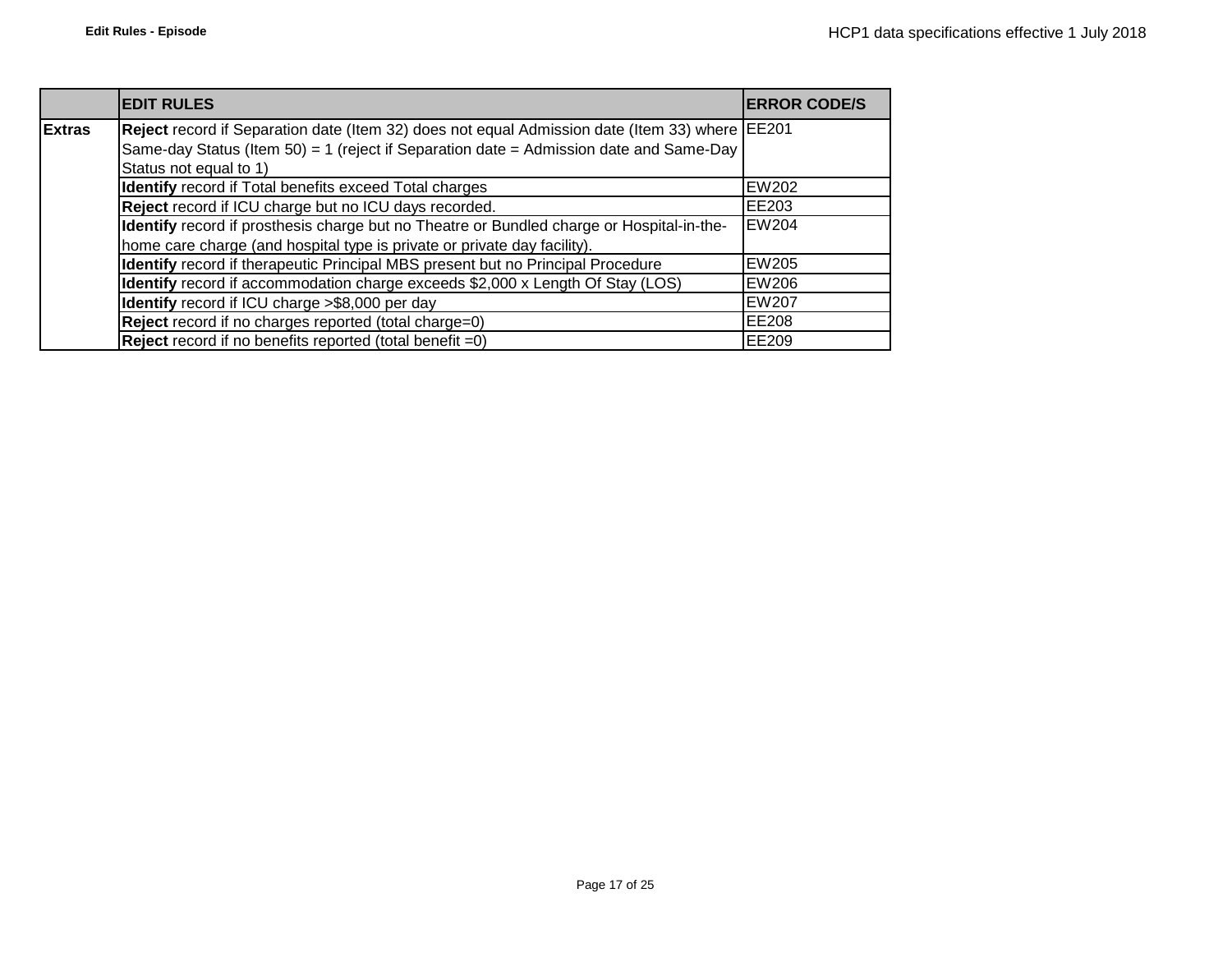| | EDIT RULES | ERROR CODE/S |
|---|---|---|
| **Extras** | **Reject** record if Separation date (Item 32) does not equal Admission date (Item 33) where Same-day Status (Item 50) = 1 (reject if Separation date = Admission date and Same-Day Status not equal to 1) | EE201 |
| | **Identify** record if Total benefits exceed Total charges | EW202 |
| | **Reject** record if ICU charge but no ICU days recorded. | EE203 |
| | **Identify** record if prosthesis charge but no Theatre or Bundled charge or Hospital-in-the-home care charge (and hospital type is private or private day facility). | EW204 |
| | **Identify** record if therapeutic Principal MBS present but no Principal Procedure | EW205 |
| | **Identify** record if accommodation charge exceeds $2,000 x Length Of Stay (LOS) | EW206 |
| | **Identify** record if ICU charge >$8,000 per day | EW207 |
| | **Reject** record if no charges reported (total charge=0) | EE208 |
| | **Reject** record if no benefits reported (total benefit =0) | EE209 |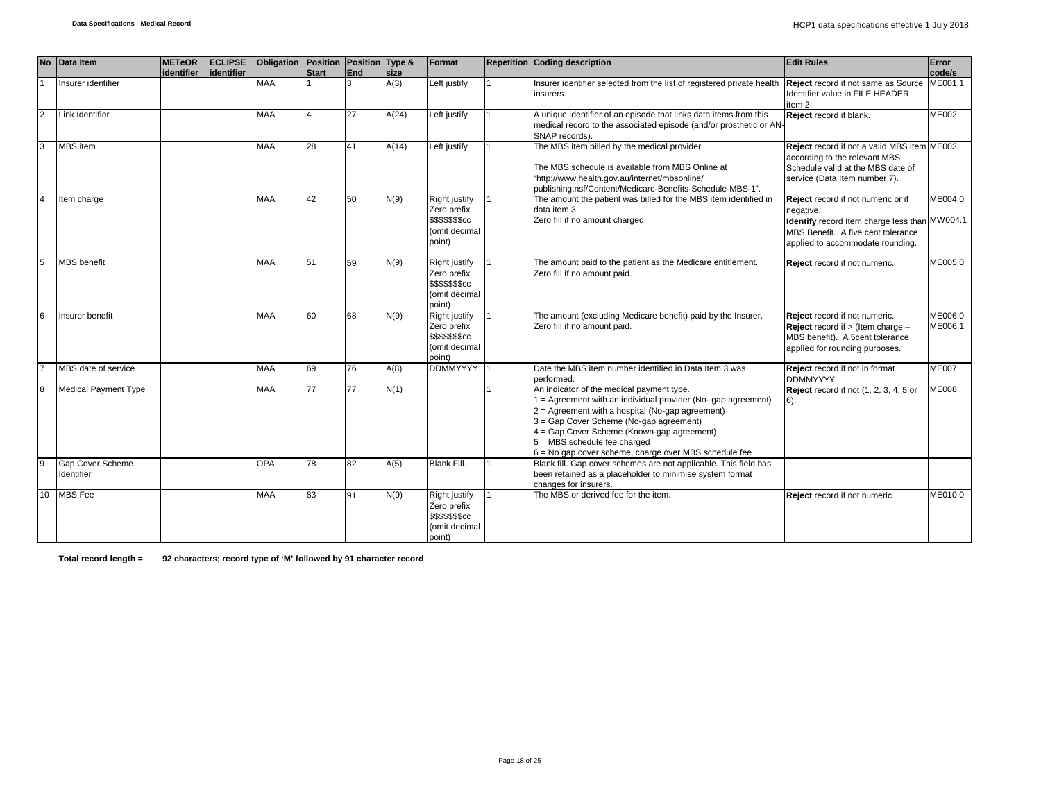| No | Data Item | METeOR identifier | ECLIPSE identifier | Obligation | Position Start | Position End | Type & size | Format | Repetition | Coding description | Edit Rules | Error code/s |
|---|---|---|---|---|---|---|---|---|---|---|---|---|
| 1 | Insurer identifier | | | MAA | 1 | 3 | A(3) | Left justify | 1 | Insurer identifier selected from the list of registered private health insurers. | **Reject** record if not same as Source Identifier value in FILE HEADER item 2. | ME001.1 |
| 2 | Link Identifier | | | MAA | 4 | 27 | A(24) | Left justify | 1 | A unique identifier of an episode that links data items from this medical record to the associated episode (and/or prosthetic or AN-SNAP records). | **Reject** record if blank. | ME002 |
| 3 | MBS item | | | MAA | 28 | 41 | A(14) | Left justify | 1 | The MBS item billed by the medical provider.<br><br>The MBS schedule is available from MBS Online at "http://www.health.gov.au/internet/mbsonline/publishing.nsf/Content/Medicare-Benefits-Schedule-MBS-1". | **Reject** record if not a valid MBS item according to the relevant MBS Schedule valid at the MBS date of service (Data Item number 7). | ME003 |
| 4 | Item charge | | | MAA | 42 | 50 | N(9) | Right justify Zero prefix $$$$$$$cc (omit decimal point) | 1 | The amount the patient was billed for the MBS item identified in data item 3.<br>Zero fill if no amount charged. | **Reject** record if not numeric or if negative.<br>**Identify** record Item charge less than MBS Benefit. A five cent tolerance applied to accommodate rounding. | ME004.0<br>MW004.1 |
| 5 | MBS benefit | | | MAA | 51 | 59 | N(9) | Right justify Zero prefix $$$$$$$cc (omit decimal point) | 1 | The amount paid to the patient as the Medicare entitlement.<br>Zero fill if no amount paid. | **Reject** record if not numeric. | ME005.0 |
| 6 | Insurer benefit | | | MAA | 60 | 68 | N(9) | Right justify Zero prefix $$$$$$$cc (omit decimal point) | 1 | The amount (excluding Medicare benefit) paid by the Insurer.<br>Zero fill if no amount paid. | **Reject** record if not numeric.<br>**Reject** record if > (Item charge – MBS benefit). A 5cent tolerance applied for rounding purposes. | ME006.0<br>ME006.1 |
| 7 | MBS date of service | | | MAA | 69 | 76 | A(8) | DDMMYYYY | 1 | Date the MBS item number identified in Data Item 3 was performed. | **Reject** record if not in format DDMMYYYY | ME007 |
| 8 | Medical Payment Type | | | MAA | 77 | 77 | N(1) | | 1 | An indicator of the medical payment type.<br>1 = Agreement with an individual provider (No- gap agreement)<br>2 = Agreement with a hospital (No-gap agreement)<br>3 = Gap Cover Scheme (No-gap agreement)<br>4 = Gap Cover Scheme (Known-gap agreement)<br>5 = MBS schedule fee charged<br>6 = No gap cover scheme, charge over MBS schedule fee | **Reject** record if not (1, 2, 3, 4, 5 or 6). | ME008 |
| 9 | Gap Cover Scheme Identifier | | | OPA | 78 | 82 | A(5) | Blank Fill. | 1 | Blank fill. Gap cover schemes are not applicable. This field has been retained as a placeholder to minimise system format changes for insurers. | | |
| 10 | MBS Fee | | | MAA | 83 | 91 | N(9) | Right justify Zero prefix $$$$$$$cc (omit decimal point) | 1 | The MBS or derived fee for the item. | **Reject** record if not numeric | ME010.0 |

**Total record length = 92 characters; record type of 'M' followed by 91 character record**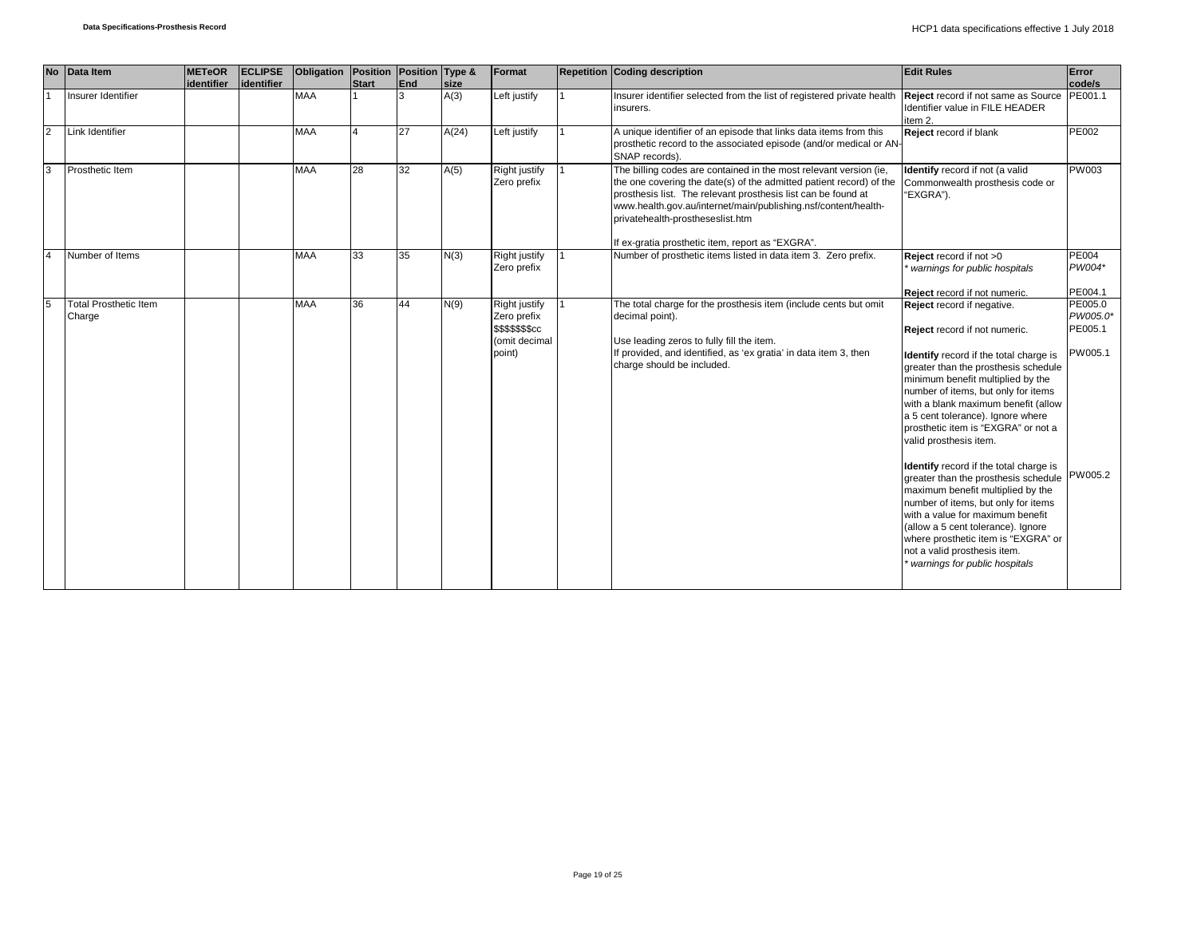| No | Data Item | METeOR identifier | ECLIPSE identifier | Obligation | Position Start | Position End | Type & size | Format | Repetition | Coding description | Edit Rules | Error code/s |
|---|---|---|---|---|---|---|---|---|---|---|---|---|
| 1 | Insurer Identifier | | | MAA | 1 | 3 | A(3) | Left justify | 1 | Insurer identifier selected from the list of registered private health insurers. | **Reject** record if not same as Source Identifier value in FILE HEADER item 2. | PE001.1 |
| 2 | Link Identifier | | | MAA | 4 | 27 | A(24) | Left justify | 1 | A unique identifier of an episode that links data items from this prosthetic record to the associated episode (and/or medical or AN-SNAP records). | **Reject** record if blank | PE002 |
| 3 | Prosthetic Item | | | MAA | 28 | 32 | A(5) | Right justify Zero prefix | 1 | The billing codes are contained in the most relevant version (ie, the one covering the date(s) of the admitted patient record) of the prosthesis list. The relevant prosthesis list can be found at www.health.gov.au/internet/main/publishing.nsf/content/health-privatehealth-prostheseslist.htm<br><br>If ex-gratia prosthetic item, report as "EXGRA". | **Identify** record if not (a valid Commonwealth prosthesis code or "EXGRA"). | PW003 |
| 4 | Number of Items | | | MAA | 33 | 35 | N(3) | Right justify Zero prefix | 1 | Number of prosthetic items listed in data item 3. Zero prefix. | **Reject** record if not >0<br>*\* warnings for public hospitals*<br><br>**Reject** record if not numeric. | PE004<br>*PW004\**<br><br>PE004.1 |
| 5 | Total Prosthetic Item Charge | | | MAA | 36 | 44 | N(9) | Right justify Zero prefix $$$$$$$cc (omit decimal point) | 1 | The total charge for the prosthesis item (include cents but omit decimal point).<br><br>Use leading zeros to fully fill the item.<br>If provided, and identified, as 'ex gratia' in data item 3, then charge should be included. | **Reject** record if negative.<br><br>**Reject** record if not numeric.<br><br>**Identify** record if the total charge is greater than the prosthesis schedule minimum benefit multiplied by the number of items, but only for items with a blank maximum benefit (allow a 5 cent tolerance). Ignore where prosthetic item is "EXGRA" or not a valid prosthesis item.<br><br>**Identify** record if the total charge is greater than the prosthesis schedule maximum benefit multiplied by the number of items, but only for items with a value for maximum benefit (allow a 5 cent tolerance). Ignore where prosthetic item is "EXGRA" or not a valid prosthesis item.<br>*\* warnings for public hospitals* | PE005.0<br>*PW005.0\**<br>PE005.1<br><br>PW005.1<br><br><br><br><br>PW005.2 |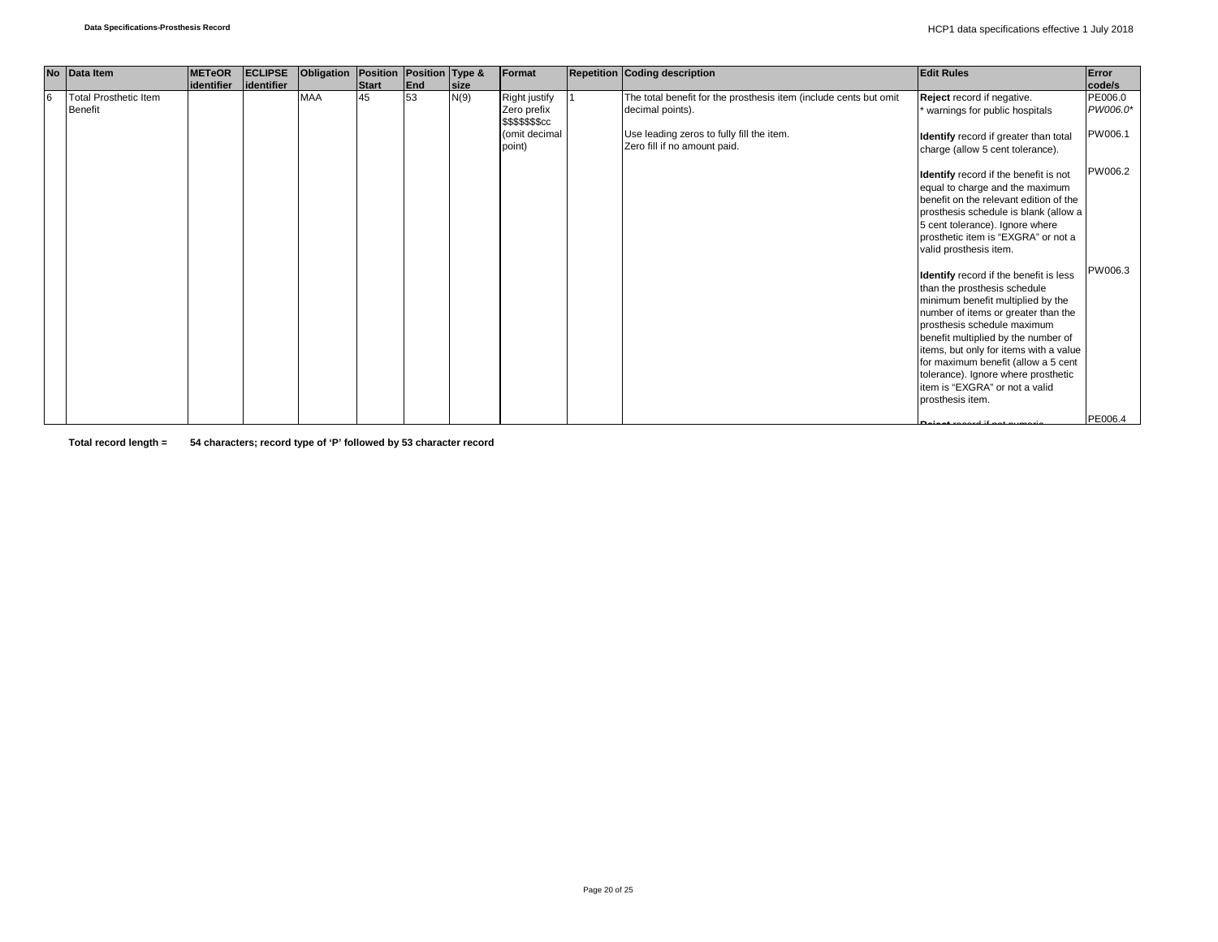| No | Data Item | METeOR identifier | ECLIPSE identifier | Obligation | Position Start | Position End | Type & size | Format | Repetition | Coding description | Edit Rules | Error code/s |
|---|---|---|---|---|---|---|---|---|---|---|---|---|
| 6 | Total Prosthetic Item Benefit | | | MAA | 45 | 53 | N(9) | Right justify Zero prefix $$$$$$$cc (omit decimal point) | 1 | The total benefit for the prosthesis item (include cents but omit decimal points).<br><br>Use leading zeros to fully fill the item.<br>Zero fill if no amount paid. | **Reject** record if negative.<br>* warnings for public hospitals<br><br>**Identify** record if greater than total charge (allow 5 cent tolerance).<br><br>**Identify** record if the benefit is not equal to charge and the maximum benefit on the relevant edition of the prosthesis schedule is blank (allow a 5 cent tolerance). Ignore where prosthetic item is "EXGRA" or not a valid prosthesis item.<br><br>**Identify** record if the benefit is less than the prosthesis schedule minimum benefit multiplied by the number of items or greater than the prosthesis schedule maximum benefit multiplied by the number of items, but only for items with a value for maximum benefit (allow a 5 cent tolerance). Ignore where prosthetic item is "EXGRA" or not a valid prosthesis item.<br><br>**Reject** record if not numeric | PE006.0<br>*PW006.0**<br><br>PW006.1<br><br>PW006.2<br><br>PW006.3<br><br>PE006.4 |

**Total record length = 54 characters; record type of 'P' followed by 53 character record**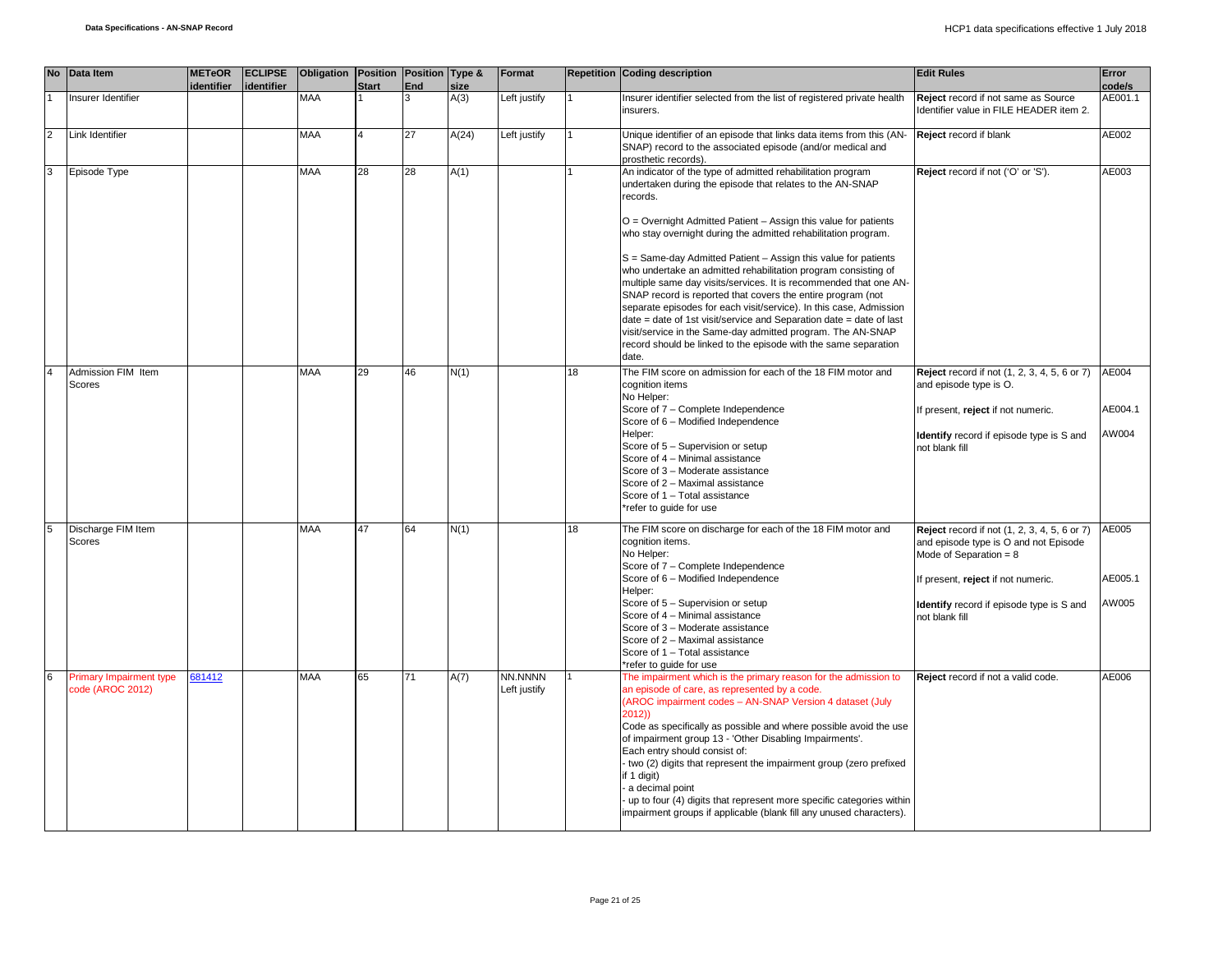| No | Data Item | METeOR identifier | ECLIPSE identifier | Obligation | Position Start | Position End | Type & size | Format | Repetition | Coding description | Edit Rules | Error code/s |
|---|---|---|---|---|---|---|---|---|---|---|---|---|
| 1 | Insurer Identifier | | | MAA | 1 | 3 | A(3) | Left justify | 1 | Insurer identifier selected from the list of registered private health insurers. | **Reject** record if not same as Source Identifier value in FILE HEADER item 2. | AE001.1 |
| 2 | Link Identifier | | | MAA | 4 | 27 | A(24) | Left justify | 1 | Unique identifier of an episode that links data items from this (AN-SNAP) record to the associated episode (and/or medical and prosthetic records). | **Reject** record if blank | AE002 |
| 3 | Episode Type | | | MAA | 28 | 28 | A(1) | | 1 | An indicator of the type of admitted rehabilitation program undertaken during the episode that relates to the AN-SNAP records.<br><br>O = Overnight Admitted Patient – Assign this value for patients who stay overnight during the admitted rehabilitation program.<br><br>S = Same-day Admitted Patient – Assign this value for patients who undertake an admitted rehabilitation program consisting of multiple same day visits/services. It is recommended that one AN-SNAP record is reported that covers the entire program (not separate episodes for each visit/service). In this case, Admission date = date of 1st visit/service and Separation date = date of last visit/service in the Same-day admitted program. The AN-SNAP record should be linked to the episode with the same separation date. | **Reject** record if not ('O' or 'S'). | AE003 |
| 4 | Admission FIM Item Scores | | | MAA | 29 | 46 | N(1) | | 18 | The FIM score on admission for each of the 18 FIM motor and cognition items<br>No Helper:<br>Score of 7 – Complete Independence<br>Score of 6 – Modified Independence<br>Helper:<br>Score of 5 – Supervision or setup<br>Score of 4 – Minimal assistance<br>Score of 3 – Moderate assistance<br>Score of 2 – Maximal assistance<br>Score of 1 – Total assistance<br>*refer to guide for use | **Reject** record if not (1, 2, 3, 4, 5, 6 or 7) and episode type is O.<br><br>If present, **reject** if not numeric.<br><br>**Identify** record if episode type is S and not blank fill | AE004<br><br>AE004.1<br><br>AW004 |
| 5 | Discharge FIM Item Scores | | | MAA | 47 | 64 | N(1) | | 18 | The FIM score on discharge for each of the 18 FIM motor and cognition items.<br>No Helper:<br>Score of 7 – Complete Independence<br>Score of 6 – Modified Independence<br>Helper:<br>Score of 5 – Supervision or setup<br>Score of 4 – Minimal assistance<br>Score of 3 – Moderate assistance<br>Score of 2 – Maximal assistance<br>Score of 1 – Total assistance<br>*refer to guide for use | **Reject** record if not (1, 2, 3, 4, 5, 6 or 7) and episode type is O and not Episode Mode of Separation = 8<br><br>If present, **reject** if not numeric.<br><br>**Identify** record if episode type is S and not blank fill | AE005<br><br>AE005.1<br><br>AW005 |
| 6 | Primary Impairment type code (AROC 2012) | 681412 | | MAA | 65 | 71 | A(7) | NN.NNNN Left justify | 1 | The impairment which is the primary reason for the admission to an episode of care, as represented by a code.<br>(AROC impairment codes – AN-SNAP Version 4 dataset (July 2012))<br>Code as specifically as possible and where possible avoid the use of impairment group 13 - 'Other Disabling Impairments'.<br>Each entry should consist of:<br>- two (2) digits that represent the impairment group (zero prefixed if 1 digit)<br>- a decimal point<br>- up to four (4) digits that represent more specific categories within impairment groups if applicable (blank fill any unused characters). | **Reject** record if not a valid code. | AE006 |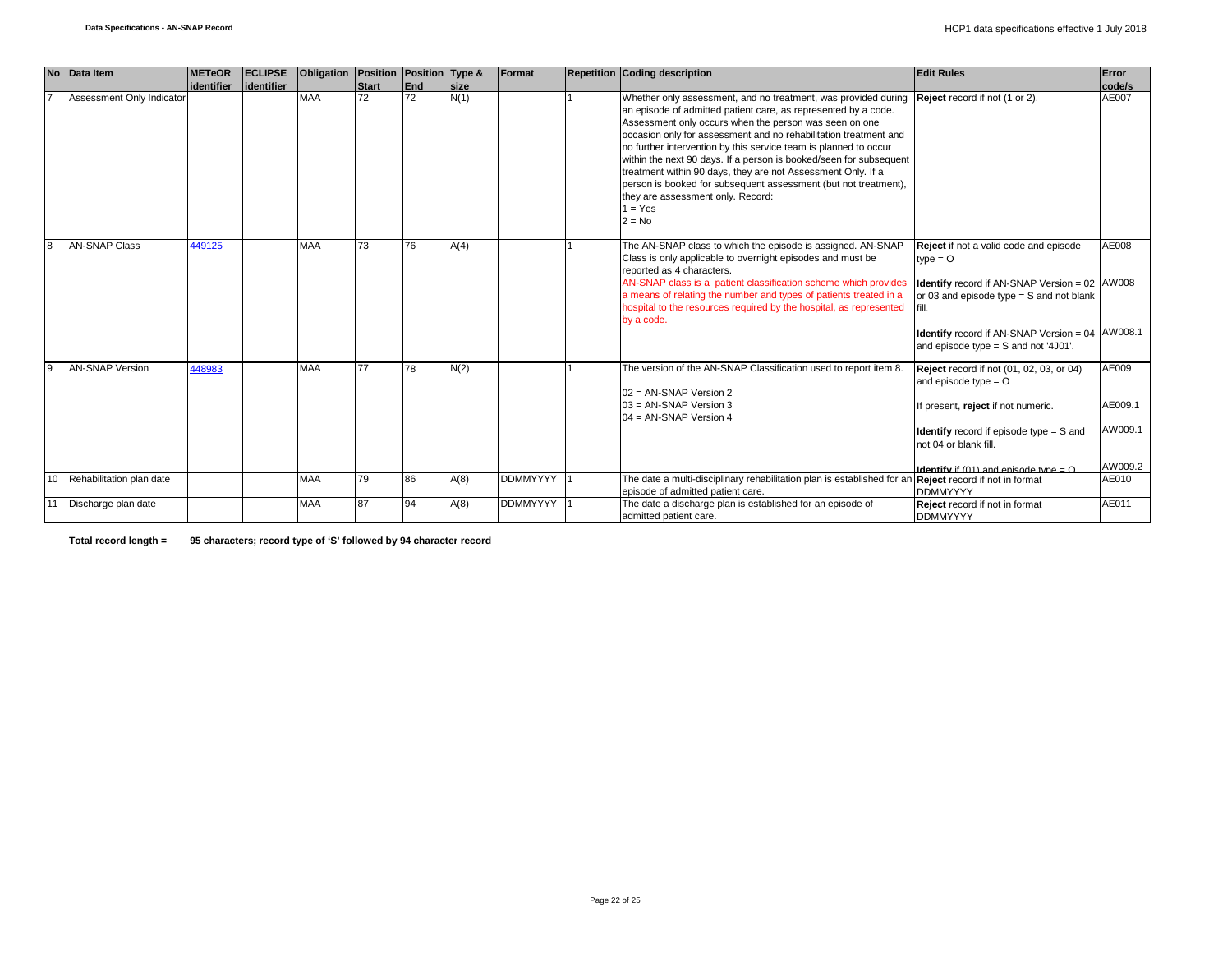| No | Data Item | METeOR identifier | ECLIPSE identifier | Obligation | Position Start | Position End | Type & size | Format | Repetition | Coding description | Edit Rules | Error code/s |
|---|---|---|---|---|---|---|---|---|---|---|---|---|
| 7 | Assessment Only Indicator | | | MAA | 72 | 72 | N(1) | | 1 | Whether only assessment, and no treatment, was provided during an episode of admitted patient care, as represented by a code. Assessment only occurs when the person was seen on one occasion only for assessment and no rehabilitation treatment and no further intervention by this service team is planned to occur within the next 90 days. If a person is booked/seen for subsequent treatment within 90 days, they are not Assessment Only. If a person is booked for subsequent assessment (but not treatment), they are assessment only. Record:<br>1 = Yes<br>2 = No | **Reject** record if not (1 or 2). | AE007 |
| 8 | AN-SNAP Class | 449125 | | MAA | 73 | 76 | A(4) | | 1 | The AN-SNAP class to which the episode is assigned. AN-SNAP Class is only applicable to overnight episodes and must be reported as 4 characters.<br>AN-SNAP class is a patient classification scheme which provides a means of relating the number and types of patients treated in a hospital to the resources required by the hospital, as represented by a code. | **Reject** if not a valid code and episode type = O<br><br>**Identify** record if AN-SNAP Version = 02 or 03 and episode type = S and not blank fill.<br><br>**Identify** record if AN-SNAP Version = 04 and episode type = S and not '4J01'. | AE008<br><br>AW008<br><br>AW008.1 |
| 9 | AN-SNAP Version | 448983 | | MAA | 77 | 78 | N(2) | | 1 | The version of the AN-SNAP Classification used to report item 8.<br><br>02 = AN-SNAP Version 2<br>03 = AN-SNAP Version 3<br>04 = AN-SNAP Version 4 | **Reject** record if not (01, 02, 03, or 04) and episode type = O<br><br>If present, **reject** if not numeric.<br><br>**Identify** record if episode type = S and not 04 or blank fill.<br><br>**Identify** if (01) and episode type = O | AE009<br><br>AE009.1<br><br>AW009.1<br><br>AW009.2 |
| 10 | Rehabilitation plan date | | | MAA | 79 | 86 | A(8) | DDMMYYYY | 1 | The date a multi-disciplinary rehabilitation plan is established for an episode of admitted patient care. | **Reject** record if not in format DDMMYYYY | AE010 |
| 11 | Discharge plan date | | | MAA | 87 | 94 | A(8) | DDMMYYYY | 1 | The date a discharge plan is established for an episode of admitted patient care. | **Reject** record if not in format DDMMYYYY | AE011 |

**Total record length = 95 characters; record type of 'S' followed by 94 character record**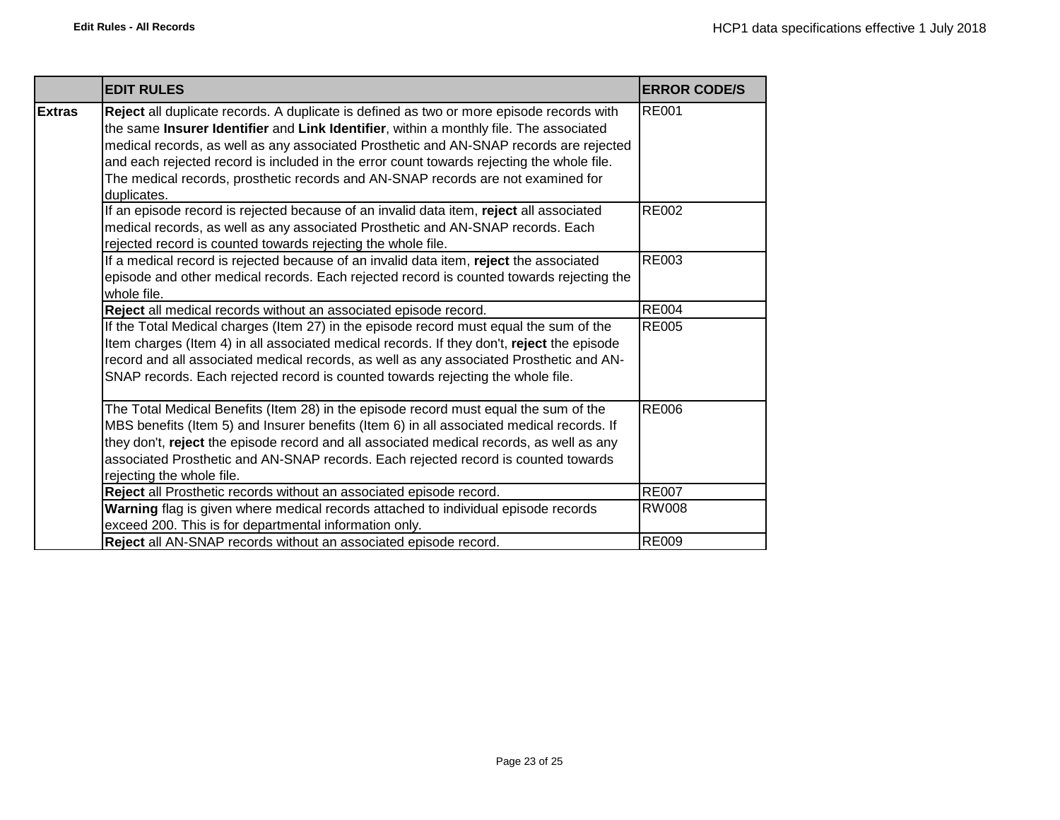| | EDIT RULES | ERROR CODE/S |
|---|---|---|
| **Extras** | **Reject** all duplicate records. A duplicate is defined as two or more episode records with the same **Insurer Identifier** and **Link Identifier**, within a monthly file. The associated medical records, as well as any associated Prosthetic and AN-SNAP records are rejected and each rejected record is included in the error count towards rejecting the whole file. The medical records, prosthetic records and AN-SNAP records are not examined for duplicates. | RE001 |
| | If an episode record is rejected because of an invalid data item, **reject** all associated medical records, as well as any associated Prosthetic and AN-SNAP records. Each rejected record is counted towards rejecting the whole file. | RE002 |
| | If a medical record is rejected because of an invalid data item, **reject** the associated episode and other medical records. Each rejected record is counted towards rejecting the whole file. | RE003 |
| | **Reject** all medical records without an associated episode record. | RE004 |
| | If the Total Medical charges (Item 27) in the episode record must equal the sum of the Item charges (Item 4) in all associated medical records. If they don't, **reject** the episode record and all associated medical records, as well as any associated Prosthetic and AN-SNAP records. Each rejected record is counted towards rejecting the whole file. | RE005 |
| | The Total Medical Benefits (Item 28) in the episode record must equal the sum of the MBS benefits (Item 5) and Insurer benefits (Item 6) in all associated medical records. If they don't, **reject** the episode record and all associated medical records, as well as any associated Prosthetic and AN-SNAP records. Each rejected record is counted towards rejecting the whole file. | RE006 |
| | **Reject** all Prosthetic records without an associated episode record. | RE007 |
| | **Warning** flag is given where medical records attached to individual episode records exceed 200. This is for departmental information only. | RW008 |
| | **Reject** all AN-SNAP records without an associated episode record. | RE009 |